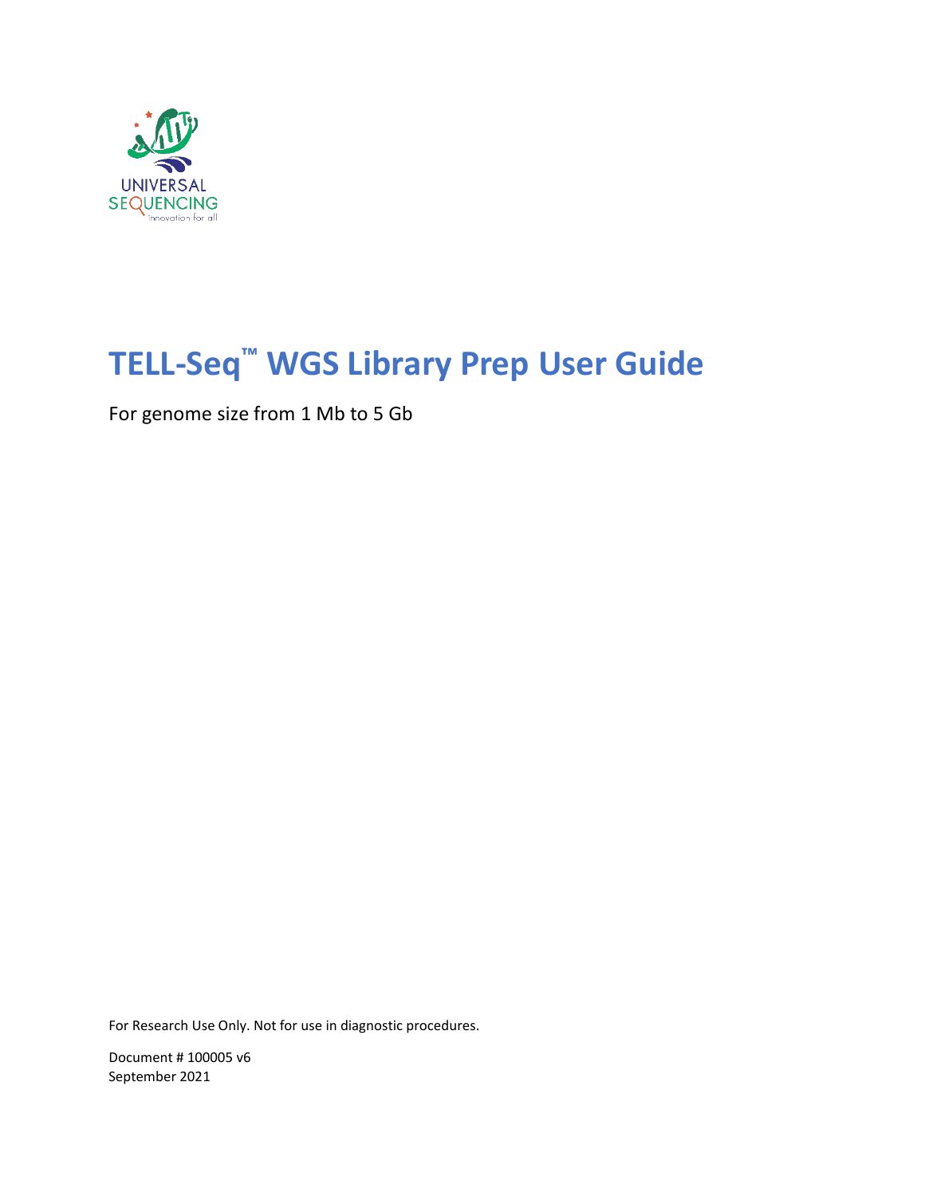UNIVERSAL SEQUENCING
Innovation for all

# TELL-Seq™ WGS Library Prep User Guide

For genome size from 1 Mb to 5 Gb

For Research Use Only. Not for use in diagnostic procedures.

Document # 100005 v6
September 2021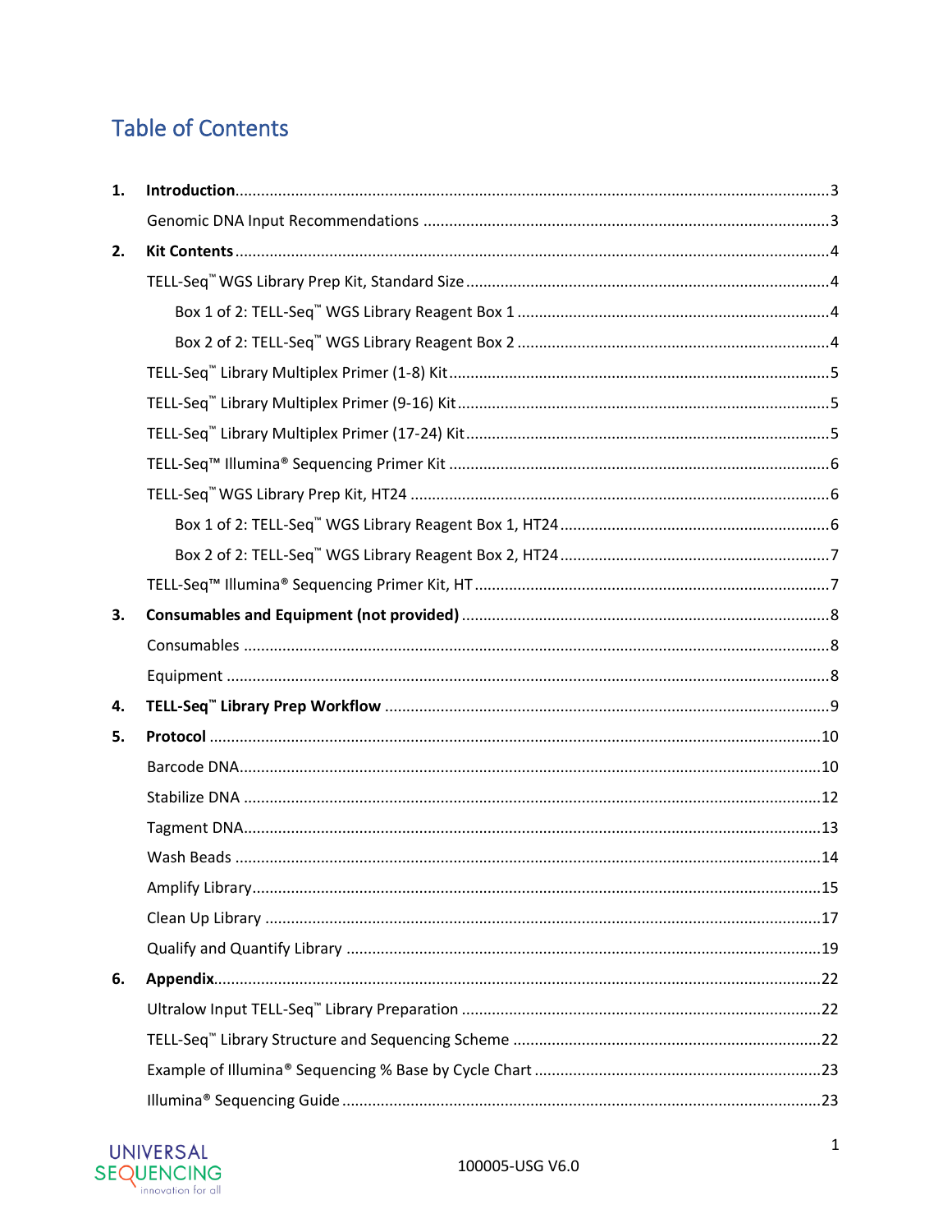# Table of Contents

1. **Introduction** ... 3
   - Genomic DNA Input Recommendations ... 3
2. **Kit Contents** ... 4
   - TELL-Seq™ WGS Library Prep Kit, Standard Size ... 4
     - Box 1 of 2: TELL-Seq™ WGS Library Reagent Box 1 ... 4
     - Box 2 of 2: TELL-Seq™ WGS Library Reagent Box 2 ... 4
   - TELL-Seq™ Library Multiplex Primer (1-8) Kit ... 5
   - TELL-Seq™ Library Multiplex Primer (9-16) Kit ... 5
   - TELL-Seq™ Library Multiplex Primer (17-24) Kit ... 5
   - TELL-Seq™ Illumina® Sequencing Primer Kit ... 6
   - TELL-Seq™ WGS Library Prep Kit, HT24 ... 6
     - Box 1 of 2: TELL-Seq™ WGS Library Reagent Box 1, HT24 ... 6
     - Box 2 of 2: TELL-Seq™ WGS Library Reagent Box 2, HT24 ... 7
   - TELL-Seq™ Illumina® Sequencing Primer Kit, HT ... 7
3. **Consumables and Equipment (not provided)** ... 8
   - Consumables ... 8
   - Equipment ... 8
4. **TELL-Seq™ Library Prep Workflow** ... 9
5. **Protocol** ... 10
   - Barcode DNA ... 10
   - Stabilize DNA ... 12
   - Tagment DNA ... 13
   - Wash Beads ... 14
   - Amplify Library ... 15
   - Clean Up Library ... 17
   - Qualify and Quantify Library ... 19
6. **Appendix** ... 22
   - Ultralow Input TELL-Seq™ Library Preparation ... 22
   - TELL-Seq™ Library Structure and Sequencing Scheme ... 22
   - Example of Illumina® Sequencing % Base by Cycle Chart ... 23
   - Illumina® Sequencing Guide ... 23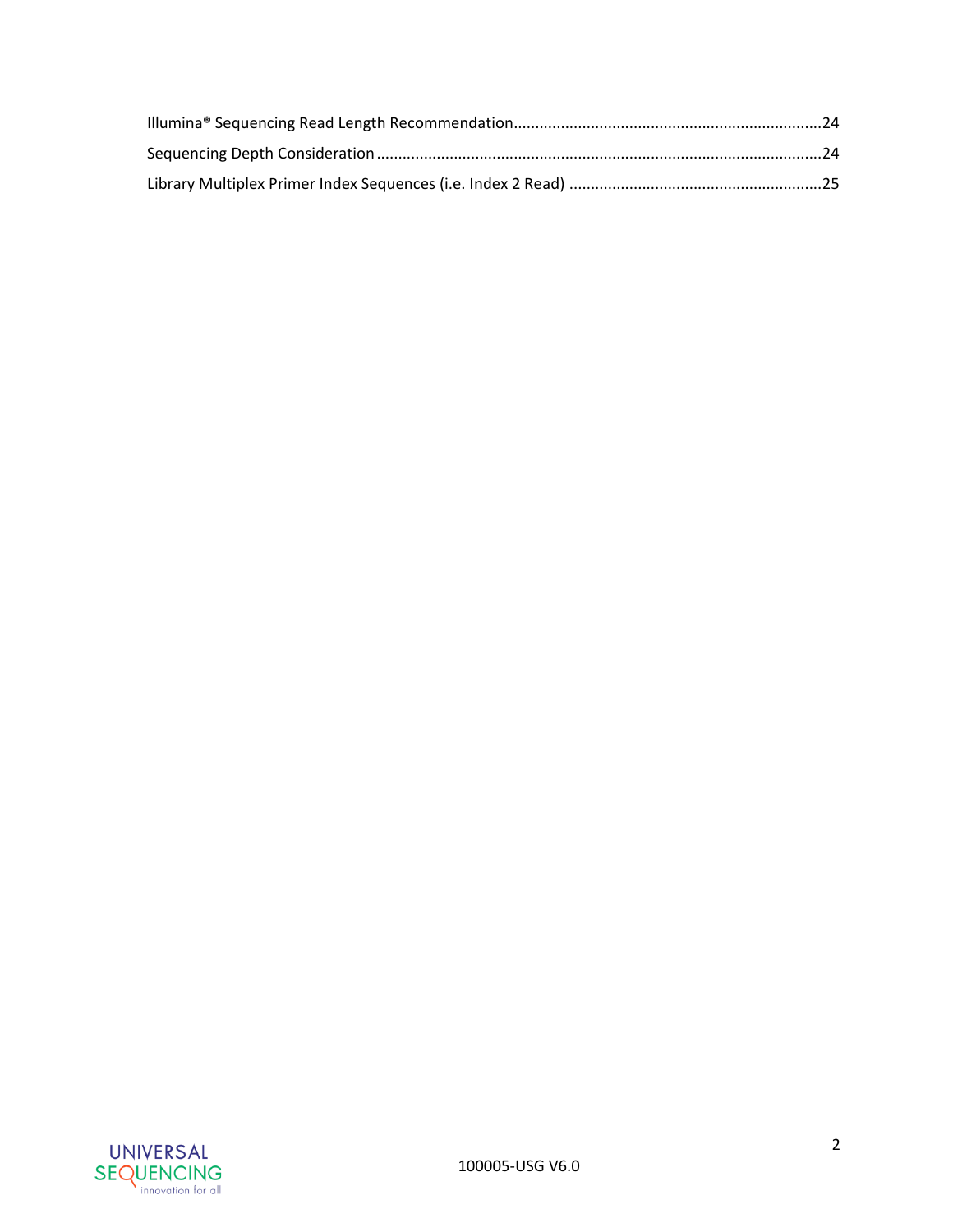Illumina® Sequencing Read Length Recommendation.......................................................................24

Sequencing Depth Consideration.......................................................................................................24

Library Multiplex Primer Index Sequences (i.e. Index 2 Read) ..........................................................25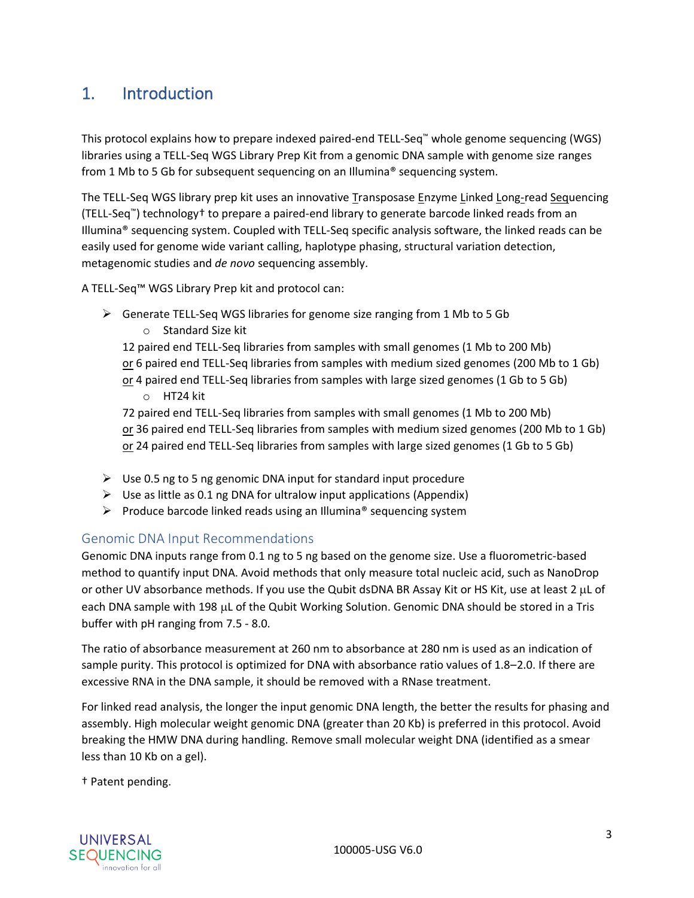# 1. Introduction

This protocol explains how to prepare indexed paired-end TELL-Seq™ whole genome sequencing (WGS) libraries using a TELL-Seq WGS Library Prep Kit from a genomic DNA sample with genome size ranges from 1 Mb to 5 Gb for subsequent sequencing on an Illumina® sequencing system.

The TELL-Seq WGS library prep kit uses an innovative Transposase Enzyme Linked Long-read Sequencing (TELL-Seq™) technology† to prepare a paired-end library to generate barcode linked reads from an Illumina® sequencing system. Coupled with TELL-Seq specific analysis software, the linked reads can be easily used for genome wide variant calling, haplotype phasing, structural variation detection, metagenomic studies and *de novo* sequencing assembly.

A TELL-Seq™ WGS Library Prep kit and protocol can:

- Generate TELL-Seq WGS libraries for genome size ranging from 1 Mb to 5 Gb
  - Standard Size kit

  12 paired end TELL-Seq libraries from samples with small genomes (1 Mb to 200 Mb)
  or 6 paired end TELL-Seq libraries from samples with medium sized genomes (200 Mb to 1 Gb)
  or 4 paired end TELL-Seq libraries from samples with large sized genomes (1 Gb to 5 Gb)
  - HT24 kit

  72 paired end TELL-Seq libraries from samples with small genomes (1 Mb to 200 Mb)
  or 36 paired end TELL-Seq libraries from samples with medium sized genomes (200 Mb to 1 Gb)
  or 24 paired end TELL-Seq libraries from samples with large sized genomes (1 Gb to 5 Gb)

- Use 0.5 ng to 5 ng genomic DNA input for standard input procedure
- Use as little as 0.1 ng DNA for ultralow input applications (Appendix)
- Produce barcode linked reads using an Illumina® sequencing system

## Genomic DNA Input Recommendations

Genomic DNA inputs range from 0.1 ng to 5 ng based on the genome size. Use a fluorometric-based method to quantify input DNA. Avoid methods that only measure total nucleic acid, such as NanoDrop or other UV absorbance methods. If you use the Qubit dsDNA BR Assay Kit or HS Kit, use at least 2 µL of each DNA sample with 198 µL of the Qubit Working Solution. Genomic DNA should be stored in a Tris buffer with pH ranging from 7.5 - 8.0.

The ratio of absorbance measurement at 260 nm to absorbance at 280 nm is used as an indication of sample purity. This protocol is optimized for DNA with absorbance ratio values of 1.8–2.0. If there are excessive RNA in the DNA sample, it should be removed with a RNase treatment.

For linked read analysis, the longer the input genomic DNA length, the better the results for phasing and assembly. High molecular weight genomic DNA (greater than 20 Kb) is preferred in this protocol. Avoid breaking the HMW DNA during handling. Remove small molecular weight DNA (identified as a smear less than 10 Kb on a gel).

† Patent pending.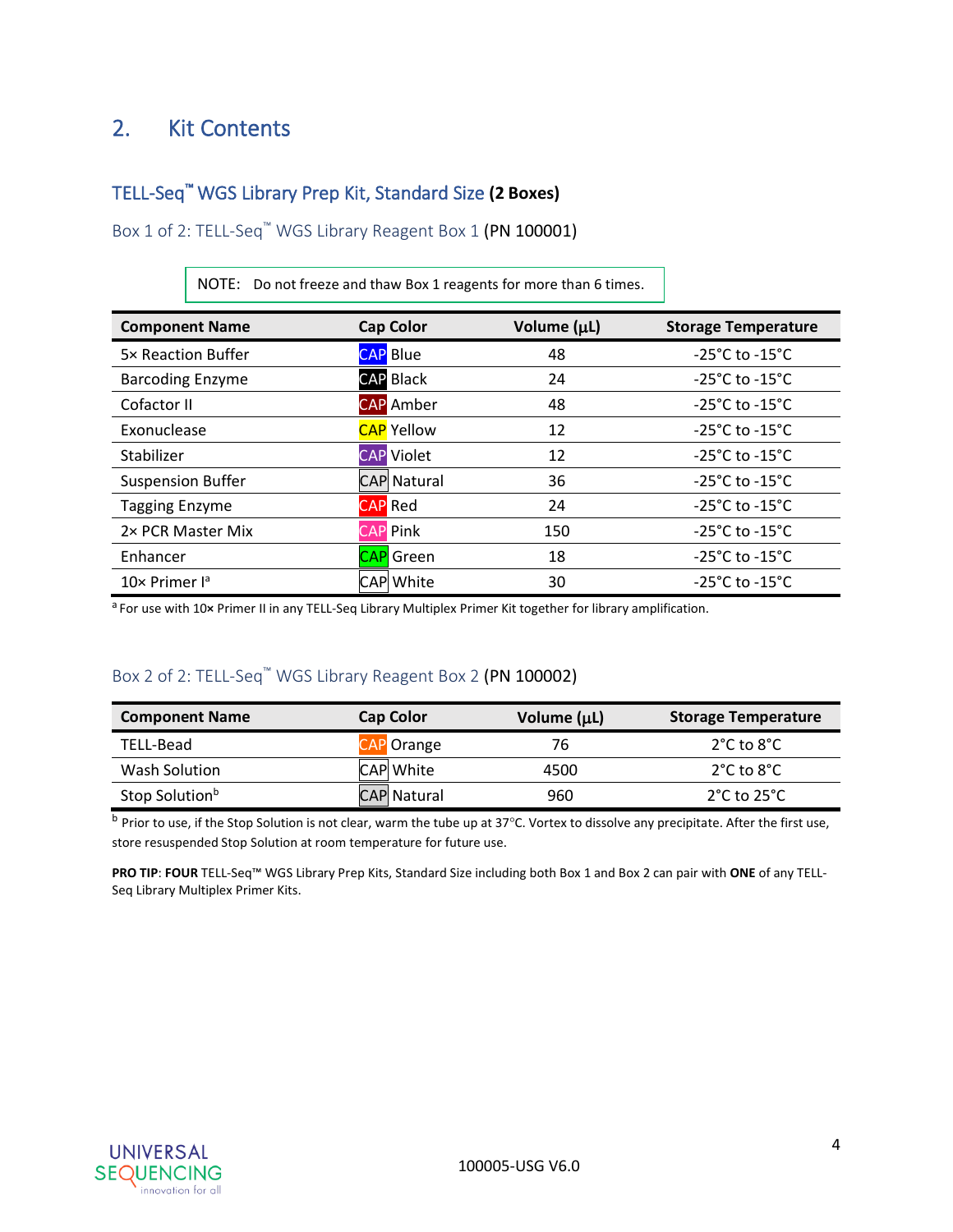## 2. Kit Contents

### TELL-Seq™ WGS Library Prep Kit, Standard Size (2 Boxes)

#### Box 1 of 2: TELL-Seq™ WGS Library Reagent Box 1 (PN 100001)

> NOTE: Do not freeze and thaw Box 1 reagents for more than 6 times.

| Component Name | Cap Color | Volume (µL) | Storage Temperature |
|---|---|---|---|
| 5× Reaction Buffer | CAP Blue | 48 | -25°C to -15°C |
| Barcoding Enzyme | CAP Black | 24 | -25°C to -15°C |
| Cofactor II | CAP Amber | 48 | -25°C to -15°C |
| Exonuclease | CAP Yellow | 12 | -25°C to -15°C |
| Stabilizer | CAP Violet | 12 | -25°C to -15°C |
| Suspension Buffer | CAP Natural | 36 | -25°C to -15°C |
| Tagging Enzyme | CAP Red | 24 | -25°C to -15°C |
| 2× PCR Master Mix | CAP Pink | 150 | -25°C to -15°C |
| Enhancer | CAP Green | 18 | -25°C to -15°C |
| 10× Primer I[a] | CAP White | 30 | -25°C to -15°C |

[a] For use with 10× Primer II in any TELL-Seq Library Multiplex Primer Kit together for library amplification.

#### Box 2 of 2: TELL-Seq™ WGS Library Reagent Box 2 (PN 100002)

| Component Name | Cap Color | Volume (µL) | Storage Temperature |
|---|---|---|---|
| TELL-Bead | CAP Orange | 76 | 2°C to 8°C |
| Wash Solution | CAP White | 4500 | 2°C to 8°C |
| Stop Solution[b] | CAP Natural | 960 | 2°C to 25°C |

[b] Prior to use, if the Stop Solution is not clear, warm the tube up at 37°C. Vortex to dissolve any precipitate. After the first use, store resuspended Stop Solution at room temperature for future use.

**PRO TIP**: **FOUR** TELL-Seq™ WGS Library Prep Kits, Standard Size including both Box 1 and Box 2 can pair with **ONE** of any TELL-Seq Library Multiplex Primer Kits.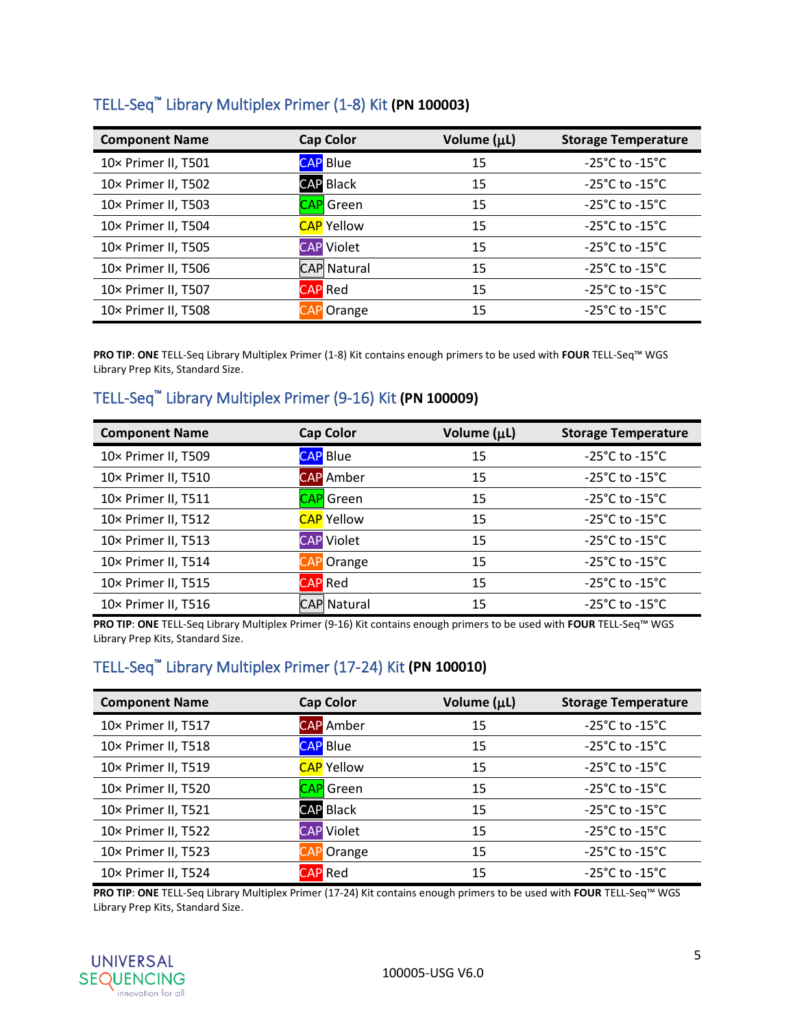## TELL-Seq™ Library Multiplex Primer (1-8) Kit **(PN 100003)**

| Component Name | Cap Color | Volume (µL) | Storage Temperature |
|---|---|---|---|
| 10× Primer II, T501 | CAP Blue | 15 | -25°C to -15°C |
| 10× Primer II, T502 | CAP Black | 15 | -25°C to -15°C |
| 10× Primer II, T503 | CAP Green | 15 | -25°C to -15°C |
| 10× Primer II, T504 | CAP Yellow | 15 | -25°C to -15°C |
| 10× Primer II, T505 | CAP Violet | 15 | -25°C to -15°C |
| 10× Primer II, T506 | CAP Natural | 15 | -25°C to -15°C |
| 10× Primer II, T507 | CAP Red | 15 | -25°C to -15°C |
| 10× Primer II, T508 | CAP Orange | 15 | -25°C to -15°C |

**PRO TIP**: **ONE** TELL-Seq Library Multiplex Primer (1-8) Kit contains enough primers to be used with **FOUR** TELL-Seq™ WGS Library Prep Kits, Standard Size.

## TELL-Seq™ Library Multiplex Primer (9-16) Kit **(PN 100009)**

| Component Name | Cap Color | Volume (µL) | Storage Temperature |
|---|---|---|---|
| 10× Primer II, T509 | CAP Blue | 15 | -25°C to -15°C |
| 10× Primer II, T510 | CAP Amber | 15 | -25°C to -15°C |
| 10× Primer II, T511 | CAP Green | 15 | -25°C to -15°C |
| 10× Primer II, T512 | CAP Yellow | 15 | -25°C to -15°C |
| 10× Primer II, T513 | CAP Violet | 15 | -25°C to -15°C |
| 10× Primer II, T514 | CAP Orange | 15 | -25°C to -15°C |
| 10× Primer II, T515 | CAP Red | 15 | -25°C to -15°C |
| 10× Primer II, T516 | CAP Natural | 15 | -25°C to -15°C |

**PRO TIP**: **ONE** TELL-Seq Library Multiplex Primer (9-16) Kit contains enough primers to be used with **FOUR** TELL-Seq™ WGS Library Prep Kits, Standard Size.

## TELL-Seq™ Library Multiplex Primer (17-24) Kit **(PN 100010)**

| Component Name | Cap Color | Volume (µL) | Storage Temperature |
|---|---|---|---|
| 10× Primer II, T517 | CAP Amber | 15 | -25°C to -15°C |
| 10× Primer II, T518 | CAP Blue | 15 | -25°C to -15°C |
| 10× Primer II, T519 | CAP Yellow | 15 | -25°C to -15°C |
| 10× Primer II, T520 | CAP Green | 15 | -25°C to -15°C |
| 10× Primer II, T521 | CAP Black | 15 | -25°C to -15°C |
| 10× Primer II, T522 | CAP Violet | 15 | -25°C to -15°C |
| 10× Primer II, T523 | CAP Orange | 15 | -25°C to -15°C |
| 10× Primer II, T524 | CAP Red | 15 | -25°C to -15°C |

**PRO TIP**: **ONE** TELL-Seq Library Multiplex Primer (17-24) Kit contains enough primers to be used with **FOUR** TELL-Seq™ WGS Library Prep Kits, Standard Size.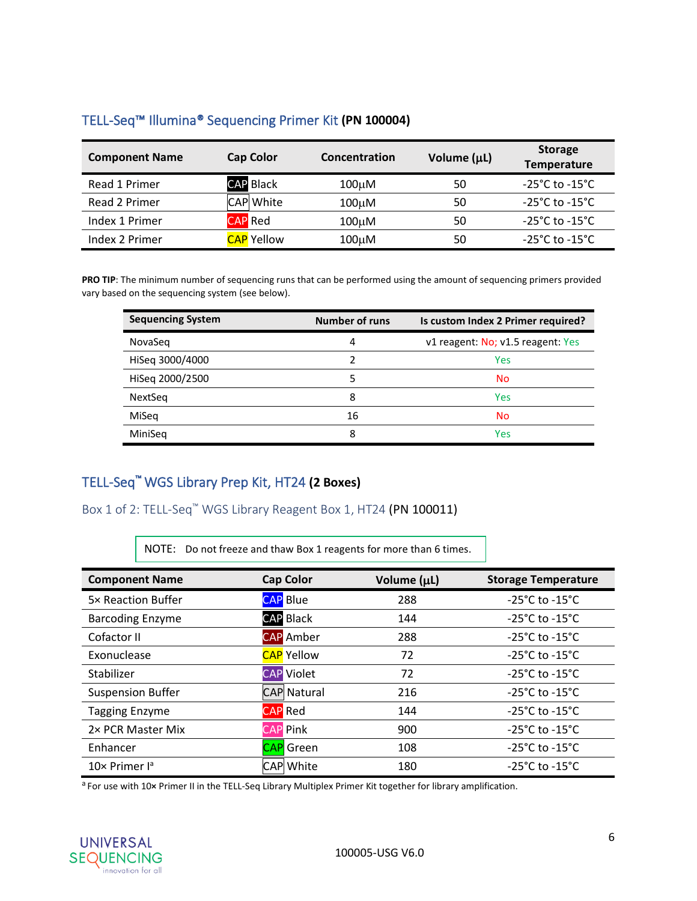## TELL-Seq™ Illumina® Sequencing Primer Kit (PN 100004)

| Component Name | Cap Color | Concentration | Volume (µL) | Storage Temperature |
|---|---|---|---|---|
| Read 1 Primer | CAP Black | 100µM | 50 | -25°C to -15°C |
| Read 2 Primer | CAP White | 100µM | 50 | -25°C to -15°C |
| Index 1 Primer | CAP Red | 100µM | 50 | -25°C to -15°C |
| Index 2 Primer | CAP Yellow | 100µM | 50 | -25°C to -15°C |

**PRO TIP**: The minimum number of sequencing runs that can be performed using the amount of sequencing primers provided vary based on the sequencing system (see below).

| Sequencing System | Number of runs | Is custom Index 2 Primer required? |
|---|---|---|
| NovaSeq | 4 | v1 reagent: No; v1.5 reagent: Yes |
| HiSeq 3000/4000 | 2 | Yes |
| HiSeq 2000/2500 | 5 | No |
| NextSeq | 8 | Yes |
| MiSeq | 16 | No |
| MiniSeq | 8 | Yes |

## TELL-Seq™ WGS Library Prep Kit, HT24 (2 Boxes)

### Box 1 of 2: TELL-Seq™ WGS Library Reagent Box 1, HT24 (PN 100011)

NOTE: Do not freeze and thaw Box 1 reagents for more than 6 times.

| Component Name | Cap Color | Volume (µL) | Storage Temperature |
|---|---|---|---|
| 5× Reaction Buffer | CAP Blue | 288 | -25°C to -15°C |
| Barcoding Enzyme | CAP Black | 144 | -25°C to -15°C |
| Cofactor II | CAP Amber | 288 | -25°C to -15°C |
| Exonuclease | CAP Yellow | 72 | -25°C to -15°C |
| Stabilizer | CAP Violet | 72 | -25°C to -15°C |
| Suspension Buffer | CAP Natural | 216 | -25°C to -15°C |
| Tagging Enzyme | CAP Red | 144 | -25°C to -15°C |
| 2× PCR Master Mix | CAP Pink | 900 | -25°C to -15°C |
| Enhancer | CAP Green | 108 | -25°C to -15°C |
| 10× Primer I[a] | CAP White | 180 | -25°C to -15°C |

[a] For use with 10× Primer II in the TELL-Seq Library Multiplex Primer Kit together for library amplification.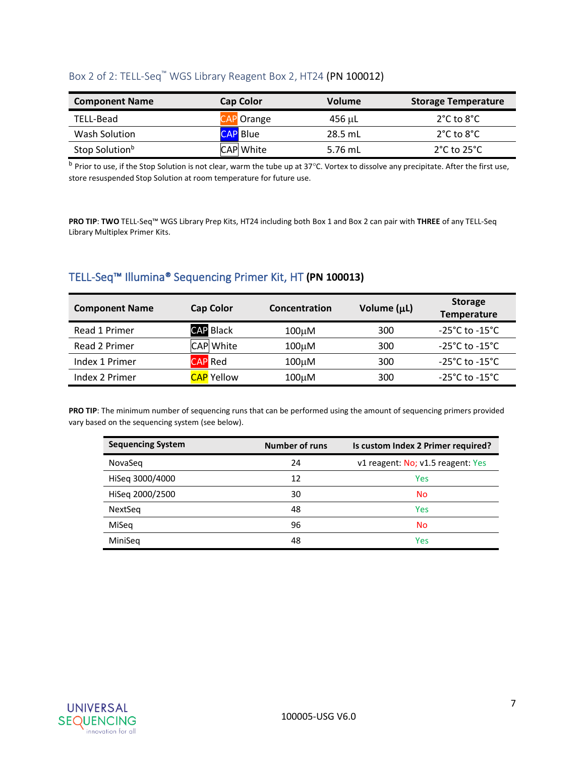### Box 2 of 2: TELL-Seq™ WGS Library Reagent Box 2, HT24 (PN 100012)

| Component Name | Cap Color | Volume | Storage Temperature |
|---|---|---|---|
| TELL-Bead | CAP Orange | 456 µL | 2°C to 8°C |
| Wash Solution | CAP Blue | 28.5 mL | 2°C to 8°C |
| Stop Solution[b] | CAP White | 5.76 mL | 2°C to 25°C |

[b] Prior to use, if the Stop Solution is not clear, warm the tube up at 37°C. Vortex to dissolve any precipitate. After the first use, store resuspended Stop Solution at room temperature for future use.

**PRO TIP**: **TWO** TELL-Seq™ WGS Library Prep Kits, HT24 including both Box 1 and Box 2 can pair with **THREE** of any TELL-Seq Library Multiplex Primer Kits.

## TELL-Seq™ Illumina® Sequencing Primer Kit, HT (PN 100013)

| Component Name | Cap Color | Concentration | Volume (µL) | Storage Temperature |
|---|---|---|---|---|
| Read 1 Primer | CAP Black | 100µM | 300 | -25°C to -15°C |
| Read 2 Primer | CAP White | 100µM | 300 | -25°C to -15°C |
| Index 1 Primer | CAP Red | 100µM | 300 | -25°C to -15°C |
| Index 2 Primer | CAP Yellow | 100µM | 300 | -25°C to -15°C |

**PRO TIP**: The minimum number of sequencing runs that can be performed using the amount of sequencing primers provided vary based on the sequencing system (see below).

| Sequencing System | Number of runs | Is custom Index 2 Primer required? |
|---|---|---|
| NovaSeq | 24 | v1 reagent: No; v1.5 reagent: Yes |
| HiSeq 3000/4000 | 12 | Yes |
| HiSeq 2000/2500 | 30 | No |
| NextSeq | 48 | Yes |
| MiSeq | 96 | No |
| MiniSeq | 48 | Yes |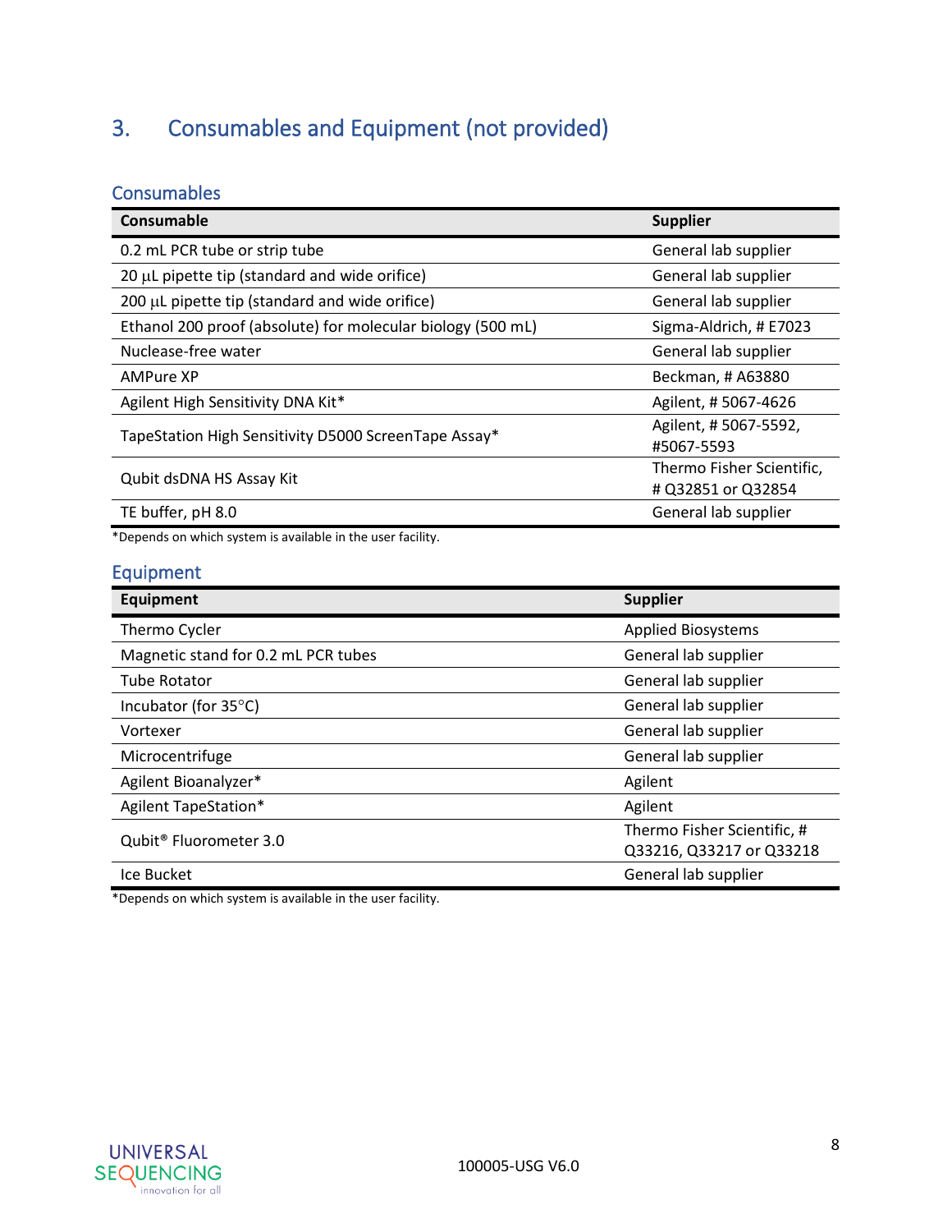# 3. Consumables and Equipment (not provided)

## Consumables

| Consumable | Supplier |
| --- | --- |
| 0.2 mL PCR tube or strip tube | General lab supplier |
| 20 µL pipette tip (standard and wide orifice) | General lab supplier |
| 200 µL pipette tip (standard and wide orifice) | General lab supplier |
| Ethanol 200 proof (absolute) for molecular biology (500 mL) | Sigma-Aldrich, # E7023 |
| Nuclease-free water | General lab supplier |
| AMPure XP | Beckman, # A63880 |
| Agilent High Sensitivity DNA Kit* | Agilent, # 5067-4626 |
| TapeStation High Sensitivity D5000 ScreenTape Assay* | Agilent, # 5067-5592, #5067-5593 |
| Qubit dsDNA HS Assay Kit | Thermo Fisher Scientific, # Q32851 or Q32854 |
| TE buffer, pH 8.0 | General lab supplier |

*Depends on which system is available in the user facility.

## Equipment

| Equipment | Supplier |
| --- | --- |
| Thermo Cycler | Applied Biosystems |
| Magnetic stand for 0.2 mL PCR tubes | General lab supplier |
| Tube Rotator | General lab supplier |
| Incubator (for 35°C) | General lab supplier |
| Vortexer | General lab supplier |
| Microcentrifuge | General lab supplier |
| Agilent Bioanalyzer* | Agilent |
| Agilent TapeStation* | Agilent |
| Qubit® Fluorometer 3.0 | Thermo Fisher Scientific, # Q33216, Q33217 or Q33218 |
| Ice Bucket | General lab supplier |

*Depends on which system is available in the user facility.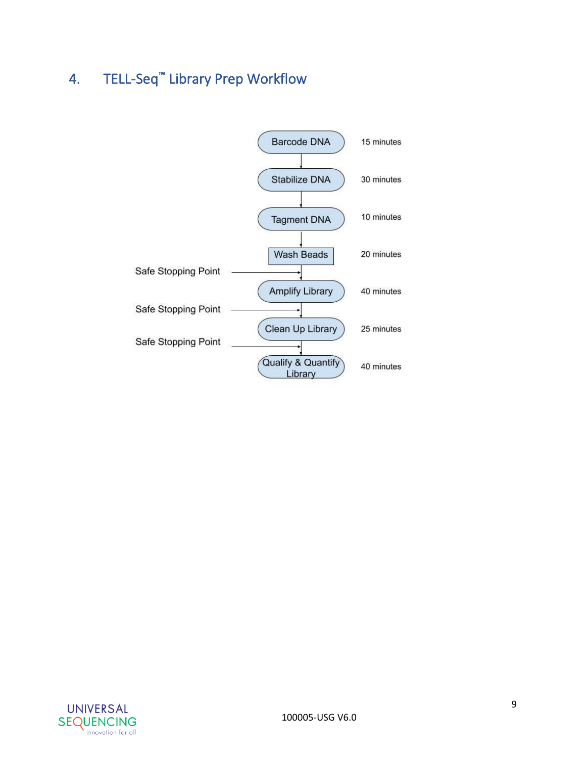## 4. TELL-Seq™ Library Prep Workflow

| Step | Time |
| --- | --- |
| Barcode DNA | 15 minutes |
| Stabilize DNA | 30 minutes |
| Tagment DNA | 10 minutes |
| Wash Beads | 20 minutes |
| *Safe Stopping Point* | |
| Amplify Library | 40 minutes |
| *Safe Stopping Point* | |
| Clean Up Library | 25 minutes |
| *Safe Stopping Point* | |
| Qualify & Quantify Library | 40 minutes |

100005-USG V6.0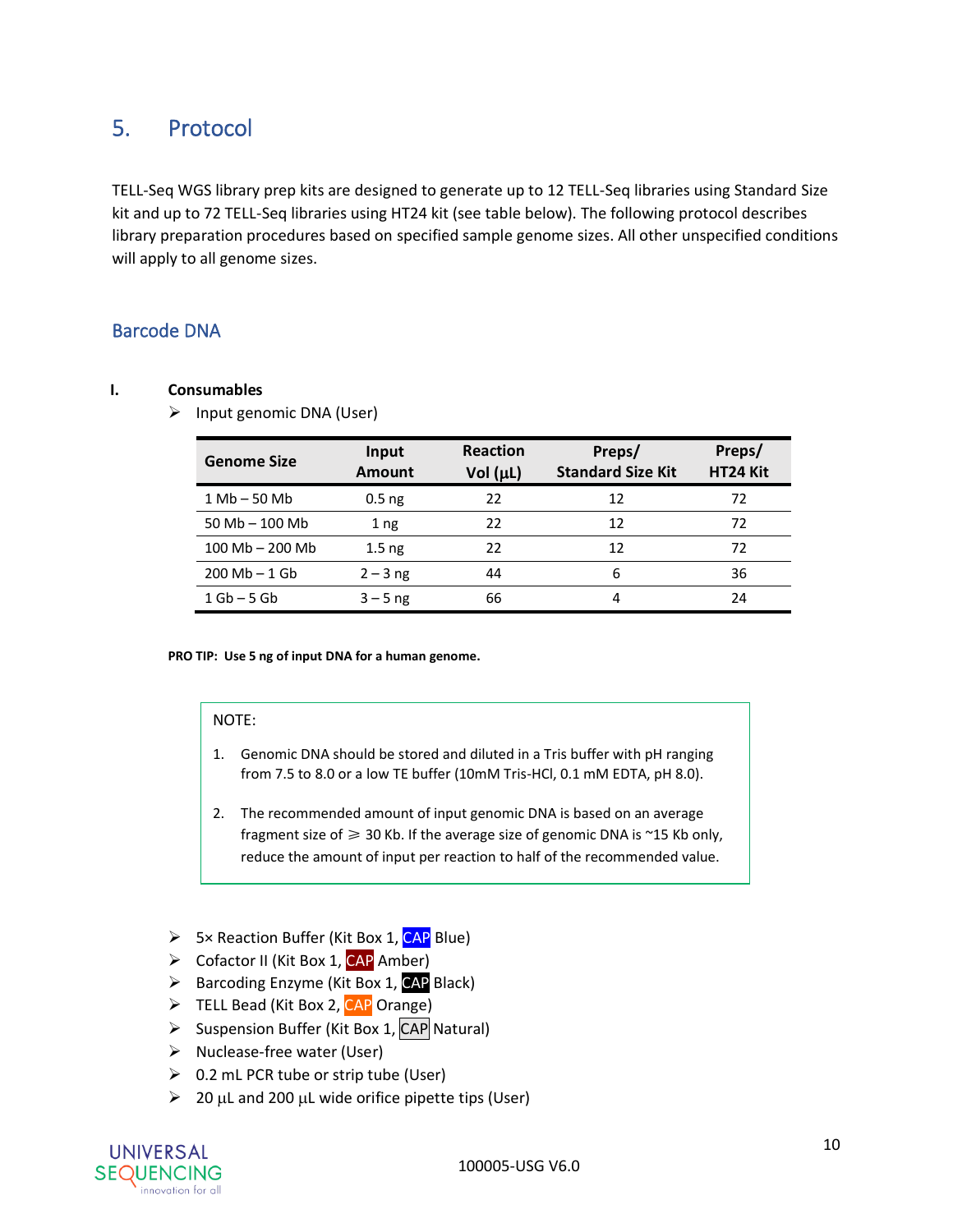## 5. Protocol

TELL-Seq WGS library prep kits are designed to generate up to 12 TELL-Seq libraries using Standard Size kit and up to 72 TELL-Seq libraries using HT24 kit (see table below). The following protocol describes library preparation procedures based on specified sample genome sizes. All other unspecified conditions will apply to all genome sizes.

### Barcode DNA

**I. Consumables**

- Input genomic DNA (User)

| Genome Size | Input Amount | Reaction Vol (μL) | Preps/ Standard Size Kit | Preps/ HT24 Kit |
|---|---|---|---|---|
| 1 Mb – 50 Mb | 0.5 ng | 22 | 12 | 72 |
| 50 Mb – 100 Mb | 1 ng | 22 | 12 | 72 |
| 100 Mb – 200 Mb | 1.5 ng | 22 | 12 | 72 |
| 200 Mb – 1 Gb | 2 – 3 ng | 44 | 6 | 36 |
| 1 Gb – 5 Gb | 3 – 5 ng | 66 | 4 | 24 |

**PRO TIP: Use 5 ng of input DNA for a human genome.**

NOTE:

1. Genomic DNA should be stored and diluted in a Tris buffer with pH ranging from 7.5 to 8.0 or a low TE buffer (10mM Tris-HCl, 0.1 mM EDTA, pH 8.0).
2. The recommended amount of input genomic DNA is based on an average fragment size of ⩾ 30 Kb. If the average size of genomic DNA is ~15 Kb only, reduce the amount of input per reaction to half of the recommended value.

- 5× Reaction Buffer (Kit Box 1, CAP Blue)
- Cofactor II (Kit Box 1, CAP Amber)
- Barcoding Enzyme (Kit Box 1, CAP Black)
- TELL Bead (Kit Box 2, CAP Orange)
- Suspension Buffer (Kit Box 1, CAP Natural)
- Nuclease-free water (User)
- 0.2 mL PCR tube or strip tube (User)
- 20 μL and 200 μL wide orifice pipette tips (User)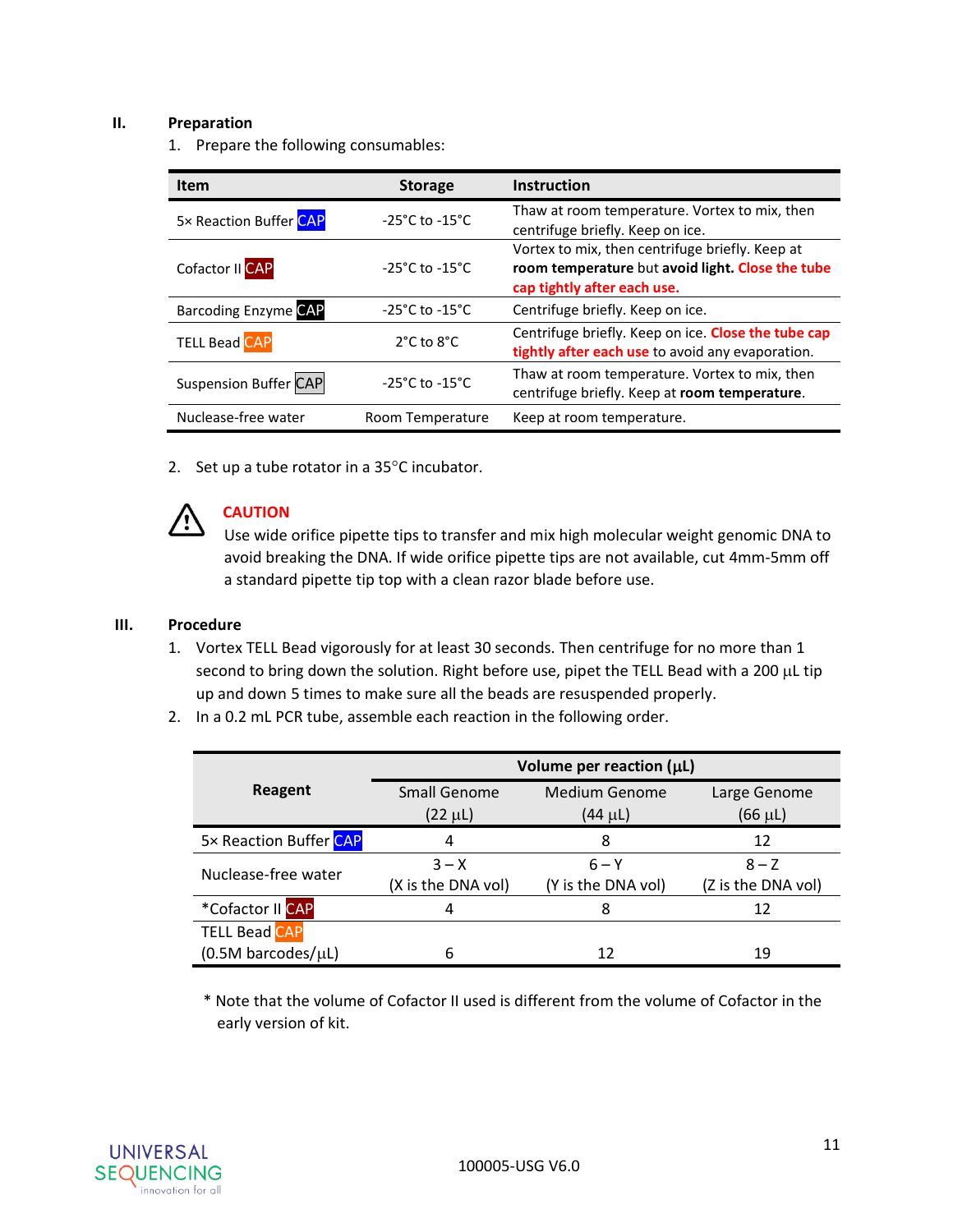## II. Preparation

1. Prepare the following consumables:

| Item | Storage | Instruction |
|---|---|---|
| 5× Reaction Buffer CAP | -25°C to -15°C | Thaw at room temperature. Vortex to mix, then centrifuge briefly. Keep on ice. |
| Cofactor II CAP | -25°C to -15°C | Vortex to mix, then centrifuge briefly. Keep at **room temperature** but **avoid light.** **Close the tube cap tightly after each use.** |
| Barcoding Enzyme CAP | -25°C to -15°C | Centrifuge briefly. Keep on ice. |
| TELL Bead CAP | 2°C to 8°C | Centrifuge briefly. Keep on ice. **Close the tube cap tightly after each use** to avoid any evaporation. |
| Suspension Buffer CAP | -25°C to -15°C | Thaw at room temperature. Vortex to mix, then centrifuge briefly. Keep at **room temperature**. |
| Nuclease-free water | Room Temperature | Keep at room temperature. |

2. Set up a tube rotator in a 35°C incubator.

> **CAUTION**
> Use wide orifice pipette tips to transfer and mix high molecular weight genomic DNA to avoid breaking the DNA. If wide orifice pipette tips are not available, cut 4mm-5mm off a standard pipette tip top with a clean razor blade before use.

## III. Procedure

1. Vortex TELL Bead vigorously for at least 30 seconds. Then centrifuge for no more than 1 second to bring down the solution. Right before use, pipet the TELL Bead with a 200 µL tip up and down 5 times to make sure all the beads are resuspended properly.
2. In a 0.2 mL PCR tube, assemble each reaction in the following order.

| Reagent | Volume per reaction (µL) | | |
|---|---|---|---|
| | Small Genome (22 µL) | Medium Genome (44 µL) | Large Genome (66 µL) |
| 5× Reaction Buffer CAP | 4 | 8 | 12 |
| Nuclease-free water | 3 – X (X is the DNA vol) | 6 – Y (Y is the DNA vol) | 8 – Z (Z is the DNA vol) |
| *Cofactor II CAP | 4 | 8 | 12 |
| TELL Bead CAP (0.5M barcodes/µL) | 6 | 12 | 19 |

\* Note that the volume of Cofactor II used is different from the volume of Cofactor in the early version of kit.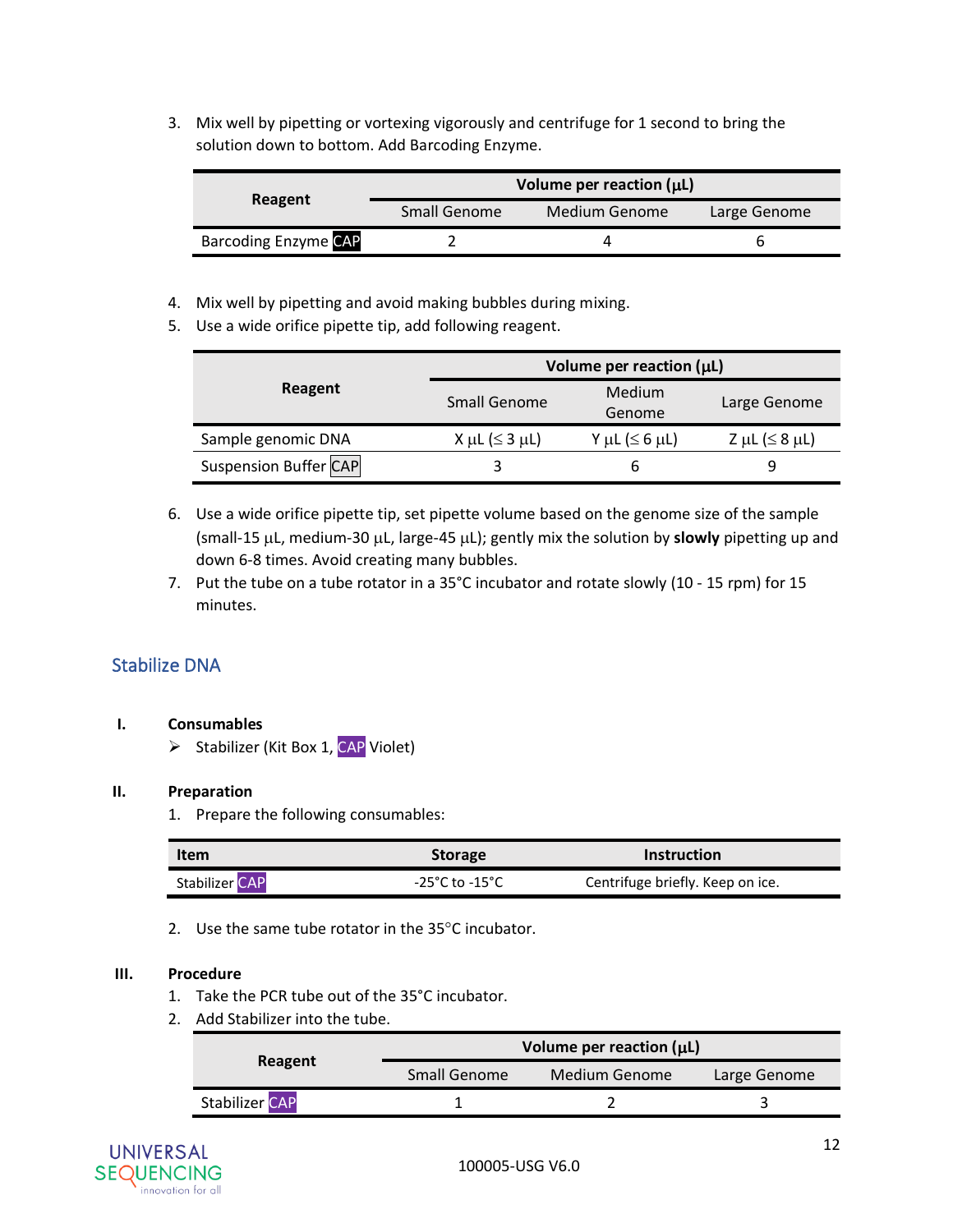3. Mix well by pipetting or vortexing vigorously and centrifuge for 1 second to bring the solution down to bottom. Add Barcoding Enzyme.

| Reagent | Volume per reaction (μL) | | |
|---|---|---|---|
| | Small Genome | Medium Genome | Large Genome |
| Barcoding Enzyme CAP | 2 | 4 | 6 |

4. Mix well by pipetting and avoid making bubbles during mixing.
5. Use a wide orifice pipette tip, add following reagent.

| Reagent | Volume per reaction (μL) | | |
|---|---|---|---|
| | Small Genome | Medium Genome | Large Genome |
| Sample genomic DNA | X μL (≤ 3 μL) | Y μL (≤ 6 μL) | Z μL (≤ 8 μL) |
| Suspension Buffer CAP | 3 | 6 | 9 |

6. Use a wide orifice pipette tip, set pipette volume based on the genome size of the sample (small-15 μL, medium-30 μL, large-45 μL); gently mix the solution by **slowly** pipetting up and down 6-8 times. Avoid creating many bubbles.
7. Put the tube on a tube rotator in a 35°C incubator and rotate slowly (10 - 15 rpm) for 15 minutes.

## Stabilize DNA

### I. Consumables

- Stabilizer (Kit Box 1, CAP Violet)

### II. Preparation

1. Prepare the following consumables:

| Item | Storage | Instruction |
|---|---|---|
| Stabilizer CAP | -25°C to -15°C | Centrifuge briefly. Keep on ice. |

2. Use the same tube rotator in the 35°C incubator.

### III. Procedure

1. Take the PCR tube out of the 35°C incubator.
2. Add Stabilizer into the tube.

| Reagent | Volume per reaction (μL) | | |
|---|---|---|---|
| | Small Genome | Medium Genome | Large Genome |
| Stabilizer CAP | 1 | 2 | 3 |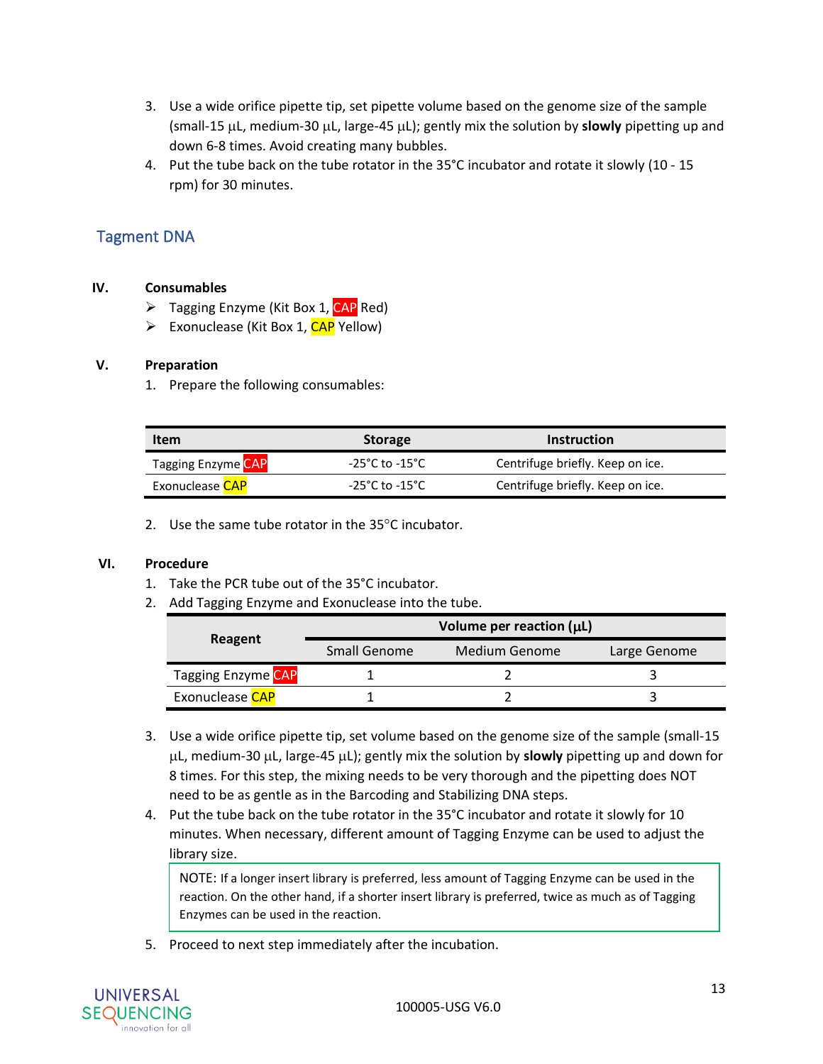3. Use a wide orifice pipette tip, set pipette volume based on the genome size of the sample (small-15 µL, medium-30 µL, large-45 µL); gently mix the solution by **slowly** pipetting up and down 6-8 times. Avoid creating many bubbles.
4. Put the tube back on the tube rotator in the 35°C incubator and rotate it slowly (10 - 15 rpm) for 30 minutes.

## Tagment DNA

### IV. Consumables

- Tagging Enzyme (Kit Box 1, CAP Red)
- Exonuclease (Kit Box 1, CAP Yellow)

### V. Preparation

1. Prepare the following consumables:

| Item | Storage | Instruction |
|---|---|---|
| Tagging Enzyme CAP | -25°C to -15°C | Centrifuge briefly. Keep on ice. |
| Exonuclease CAP | -25°C to -15°C | Centrifuge briefly. Keep on ice. |

2. Use the same tube rotator in the 35°C incubator.

### VI. Procedure

1. Take the PCR tube out of the 35°C incubator.
2. Add Tagging Enzyme and Exonuclease into the tube.

| Reagent | Volume per reaction (µL) | | |
|---|---|---|---|
| | Small Genome | Medium Genome | Large Genome |
| Tagging Enzyme CAP | 1 | 2 | 3 |
| Exonuclease CAP | 1 | 2 | 3 |

3. Use a wide orifice pipette tip, set volume based on the genome size of the sample (small-15 µL, medium-30 µL, large-45 µL); gently mix the solution by **slowly** pipetting up and down for 8 times. For this step, the mixing needs to be very thorough and the pipetting does NOT need to be as gentle as in the Barcoding and Stabilizing DNA steps.
4. Put the tube back on the tube rotator in the 35°C incubator and rotate it slowly for 10 minutes. When necessary, different amount of Tagging Enzyme can be used to adjust the library size.

> NOTE: If a longer insert library is preferred, less amount of Tagging Enzyme can be used in the reaction. On the other hand, if a shorter insert library is preferred, twice as much as of Tagging Enzymes can be used in the reaction.

5. Proceed to next step immediately after the incubation.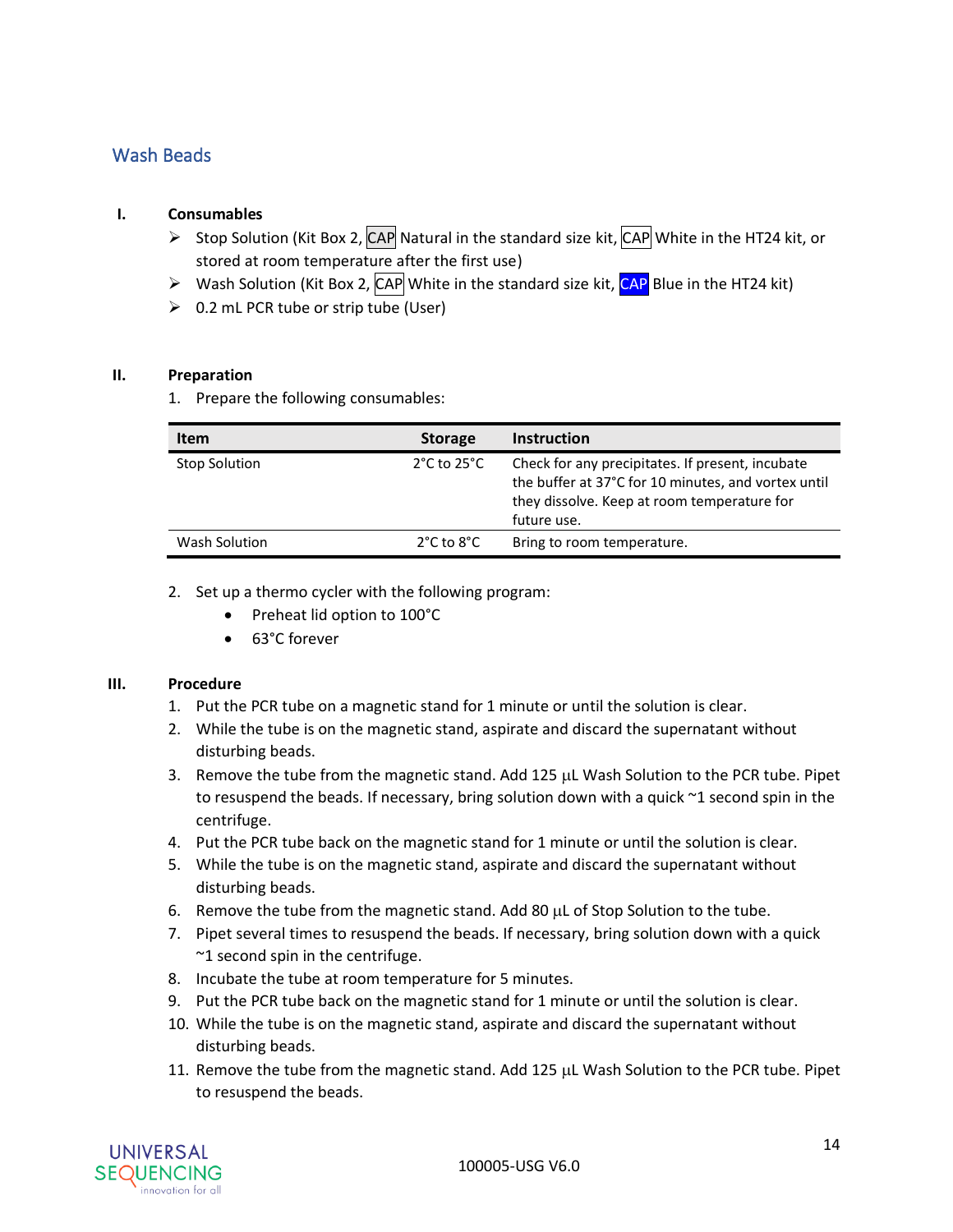## Wash Beads

**I. Consumables**

- Stop Solution (Kit Box 2, CAP Natural in the standard size kit, CAP White in the HT24 kit, or stored at room temperature after the first use)
- Wash Solution (Kit Box 2, CAP White in the standard size kit, CAP Blue in the HT24 kit)
- 0.2 mL PCR tube or strip tube (User)

**II. Preparation**

1. Prepare the following consumables:

| Item | Storage | Instruction |
|---|---|---|
| Stop Solution | 2°C to 25°C | Check for any precipitates. If present, incubate the buffer at 37°C for 10 minutes, and vortex until they dissolve. Keep at room temperature for future use. |
| Wash Solution | 2°C to 8°C | Bring to room temperature. |

2. Set up a thermo cycler with the following program:
   - Preheat lid option to 100°C
   - 63°C forever

**III. Procedure**

1. Put the PCR tube on a magnetic stand for 1 minute or until the solution is clear.
2. While the tube is on the magnetic stand, aspirate and discard the supernatant without disturbing beads.
3. Remove the tube from the magnetic stand. Add 125 µL Wash Solution to the PCR tube. Pipet to resuspend the beads. If necessary, bring solution down with a quick ~1 second spin in the centrifuge.
4. Put the PCR tube back on the magnetic stand for 1 minute or until the solution is clear.
5. While the tube is on the magnetic stand, aspirate and discard the supernatant without disturbing beads.
6. Remove the tube from the magnetic stand. Add 80 µL of Stop Solution to the tube.
7. Pipet several times to resuspend the beads. If necessary, bring solution down with a quick ~1 second spin in the centrifuge.
8. Incubate the tube at room temperature for 5 minutes.
9. Put the PCR tube back on the magnetic stand for 1 minute or until the solution is clear.
10. While the tube is on the magnetic stand, aspirate and discard the supernatant without disturbing beads.
11. Remove the tube from the magnetic stand. Add 125 µL Wash Solution to the PCR tube. Pipet to resuspend the beads.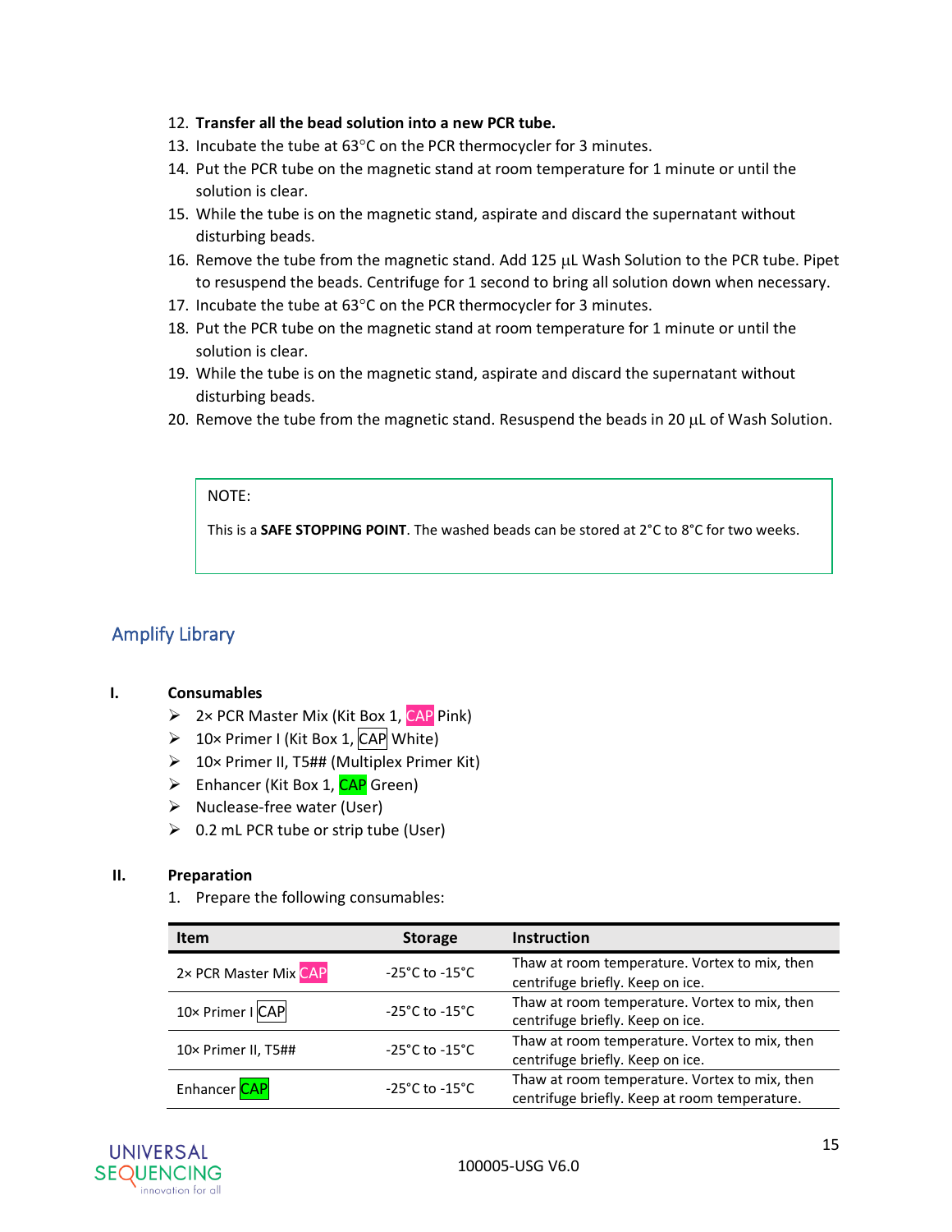12. **Transfer all the bead solution into a new PCR tube.**
13. Incubate the tube at 63°C on the PCR thermocycler for 3 minutes.
14. Put the PCR tube on the magnetic stand at room temperature for 1 minute or until the solution is clear.
15. While the tube is on the magnetic stand, aspirate and discard the supernatant without disturbing beads.
16. Remove the tube from the magnetic stand. Add 125 µL Wash Solution to the PCR tube. Pipet to resuspend the beads. Centrifuge for 1 second to bring all solution down when necessary.
17. Incubate the tube at 63°C on the PCR thermocycler for 3 minutes.
18. Put the PCR tube on the magnetic stand at room temperature for 1 minute or until the solution is clear.
19. While the tube is on the magnetic stand, aspirate and discard the supernatant without disturbing beads.
20. Remove the tube from the magnetic stand. Resuspend the beads in 20 µL of Wash Solution.

> NOTE:
>
> This is a **SAFE STOPPING POINT**. The washed beads can be stored at 2°C to 8°C for two weeks.

## Amplify Library

### I. Consumables

- 2× PCR Master Mix (Kit Box 1, CAP Pink)
- 10× Primer I (Kit Box 1, CAP White)
- 10× Primer II, T5## (Multiplex Primer Kit)
- Enhancer (Kit Box 1, CAP Green)
- Nuclease-free water (User)
- 0.2 mL PCR tube or strip tube (User)

### II. Preparation

1. Prepare the following consumables:

| Item | Storage | Instruction |
|---|---|---|
| 2× PCR Master Mix CAP | -25°C to -15°C | Thaw at room temperature. Vortex to mix, then centrifuge briefly. Keep on ice. |
| 10× Primer I CAP | -25°C to -15°C | Thaw at room temperature. Vortex to mix, then centrifuge briefly. Keep on ice. |
| 10× Primer II, T5## | -25°C to -15°C | Thaw at room temperature. Vortex to mix, then centrifuge briefly. Keep on ice. |
| Enhancer CAP | -25°C to -15°C | Thaw at room temperature. Vortex to mix, then centrifuge briefly. Keep at room temperature. |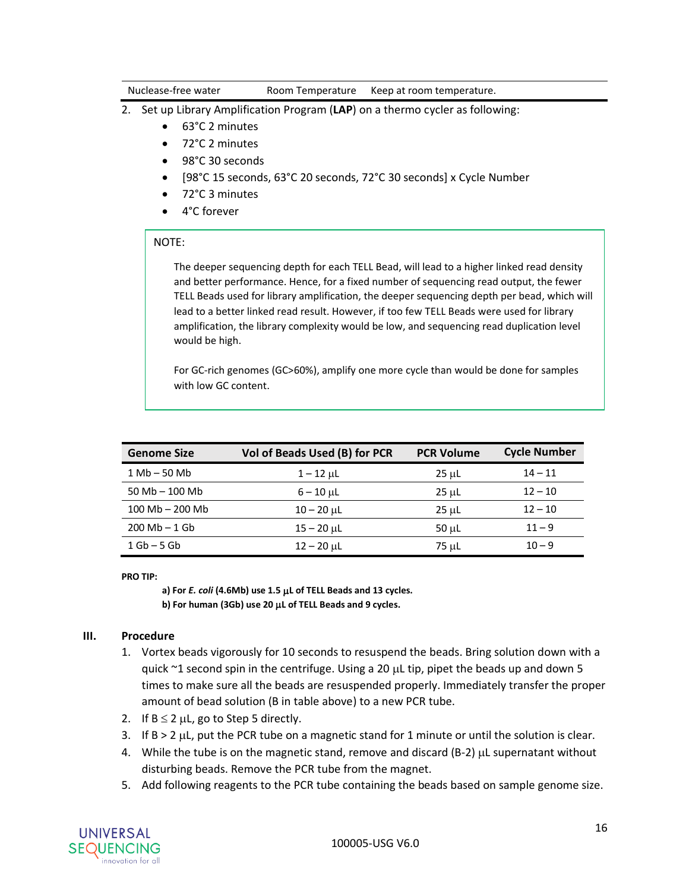| Nuclease-free water | Room Temperature | Keep at room temperature. |
|---|---|---|

2. Set up Library Amplification Program (**LAP**) on a thermo cycler as following:
   - 63°C 2 minutes
   - 72°C 2 minutes
   - 98°C 30 seconds
   - [98°C 15 seconds, 63°C 20 seconds, 72°C 30 seconds] x Cycle Number
   - 72°C 3 minutes
   - 4°C forever

> NOTE:
>
> The deeper sequencing depth for each TELL Bead, will lead to a higher linked read density and better performance. Hence, for a fixed number of sequencing read output, the fewer TELL Beads used for library amplification, the deeper sequencing depth per bead, which will lead to a better linked read result. However, if too few TELL Beads were used for library amplification, the library complexity would be low, and sequencing read duplication level would be high.
>
> For GC-rich genomes (GC>60%), amplify one more cycle than would be done for samples with low GC content.

| Genome Size | Vol of Beads Used (B) for PCR | PCR Volume | Cycle Number |
|---|---|---|---|
| 1 Mb – 50 Mb | 1 – 12 µL | 25 µL | 14 – 11 |
| 50 Mb – 100 Mb | 6 – 10 µL | 25 µL | 12 – 10 |
| 100 Mb – 200 Mb | 10 – 20 µL | 25 µL | 12 – 10 |
| 200 Mb – 1 Gb | 15 – 20 µL | 50 µL | 11 – 9 |
| 1 Gb – 5 Gb | 12 – 20 µL | 75 µL | 10 – 9 |

**PRO TIP:**

**a) For *E. coli* (4.6Mb) use 1.5 µL of TELL Beads and 13 cycles.**
**b) For human (3Gb) use 20 µL of TELL Beads and 9 cycles.**

## III. Procedure

1. Vortex beads vigorously for 10 seconds to resuspend the beads. Bring solution down with a quick ~1 second spin in the centrifuge. Using a 20 µL tip, pipet the beads up and down 5 times to make sure all the beads are resuspended properly. Immediately transfer the proper amount of bead solution (B in table above) to a new PCR tube.
2. If B ≤ 2 µL, go to Step 5 directly.
3. If B > 2 µL, put the PCR tube on a magnetic stand for 1 minute or until the solution is clear.
4. While the tube is on the magnetic stand, remove and discard (B-2) µL supernatant without disturbing beads. Remove the PCR tube from the magnet.
5. Add following reagents to the PCR tube containing the beads based on sample genome size.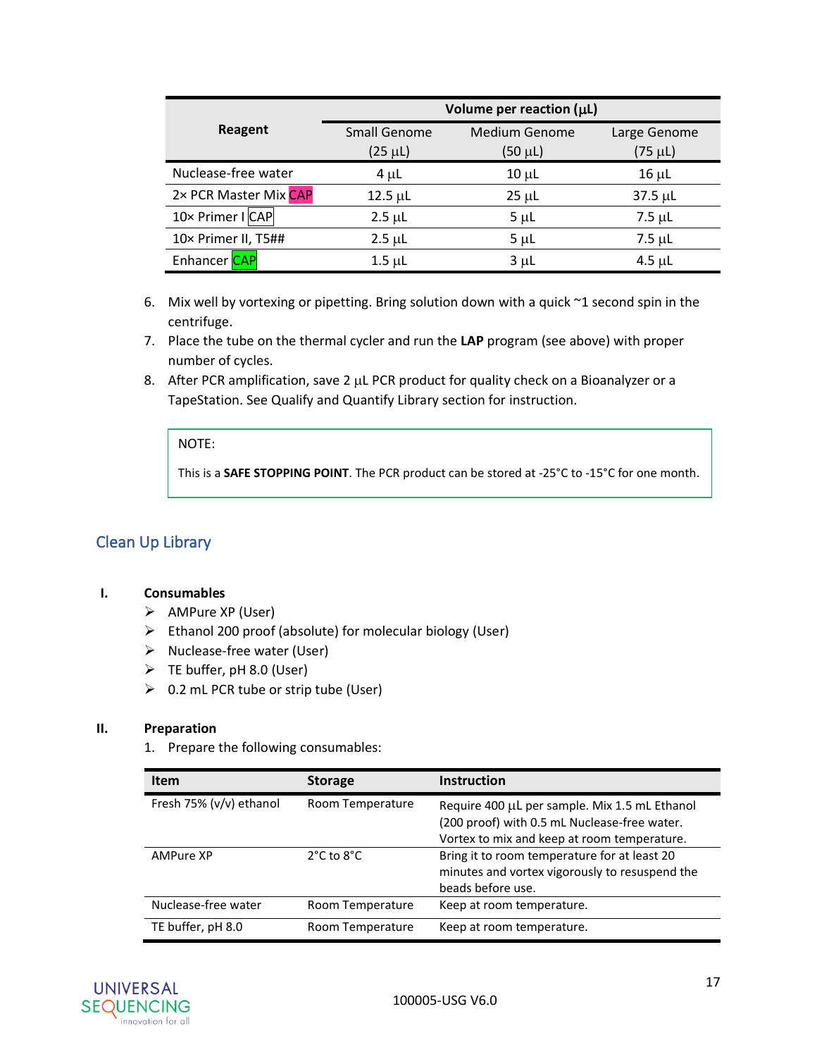| Reagent | Volume per reaction (µL) | | |
|---|---|---|---|
| | Small Genome (25 µL) | Medium Genome (50 µL) | Large Genome (75 µL) |
| Nuclease-free water | 4 µL | 10 µL | 16 µL |
| 2× PCR Master Mix CAP | 12.5 µL | 25 µL | 37.5 µL |
| 10× Primer I CAP | 2.5 µL | 5 µL | 7.5 µL |
| 10× Primer II, T5## | 2.5 µL | 5 µL | 7.5 µL |
| Enhancer CAP | 1.5 µL | 3 µL | 4.5 µL |

6. Mix well by vortexing or pipetting. Bring solution down with a quick ~1 second spin in the centrifuge.
7. Place the tube on the thermal cycler and run the **LAP** program (see above) with proper number of cycles.
8. After PCR amplification, save 2 µL PCR product for quality check on a Bioanalyzer or a TapeStation. See Qualify and Quantify Library section for instruction.

> NOTE:
>
> This is a **SAFE STOPPING POINT**. The PCR product can be stored at -25°C to -15°C for one month.

## Clean Up Library

### I. Consumables

- AMPure XP (User)
- Ethanol 200 proof (absolute) for molecular biology (User)
- Nuclease-free water (User)
- TE buffer, pH 8.0 (User)
- 0.2 mL PCR tube or strip tube (User)

### II. Preparation

1. Prepare the following consumables:

| Item | Storage | Instruction |
|---|---|---|
| Fresh 75% (v/v) ethanol | Room Temperature | Require 400 µL per sample. Mix 1.5 mL Ethanol (200 proof) with 0.5 mL Nuclease-free water. Vortex to mix and keep at room temperature. |
| AMPure XP | 2°C to 8°C | Bring it to room temperature for at least 20 minutes and vortex vigorously to resuspend the beads before use. |
| Nuclease-free water | Room Temperature | Keep at room temperature. |
| TE buffer, pH 8.0 | Room Temperature | Keep at room temperature. |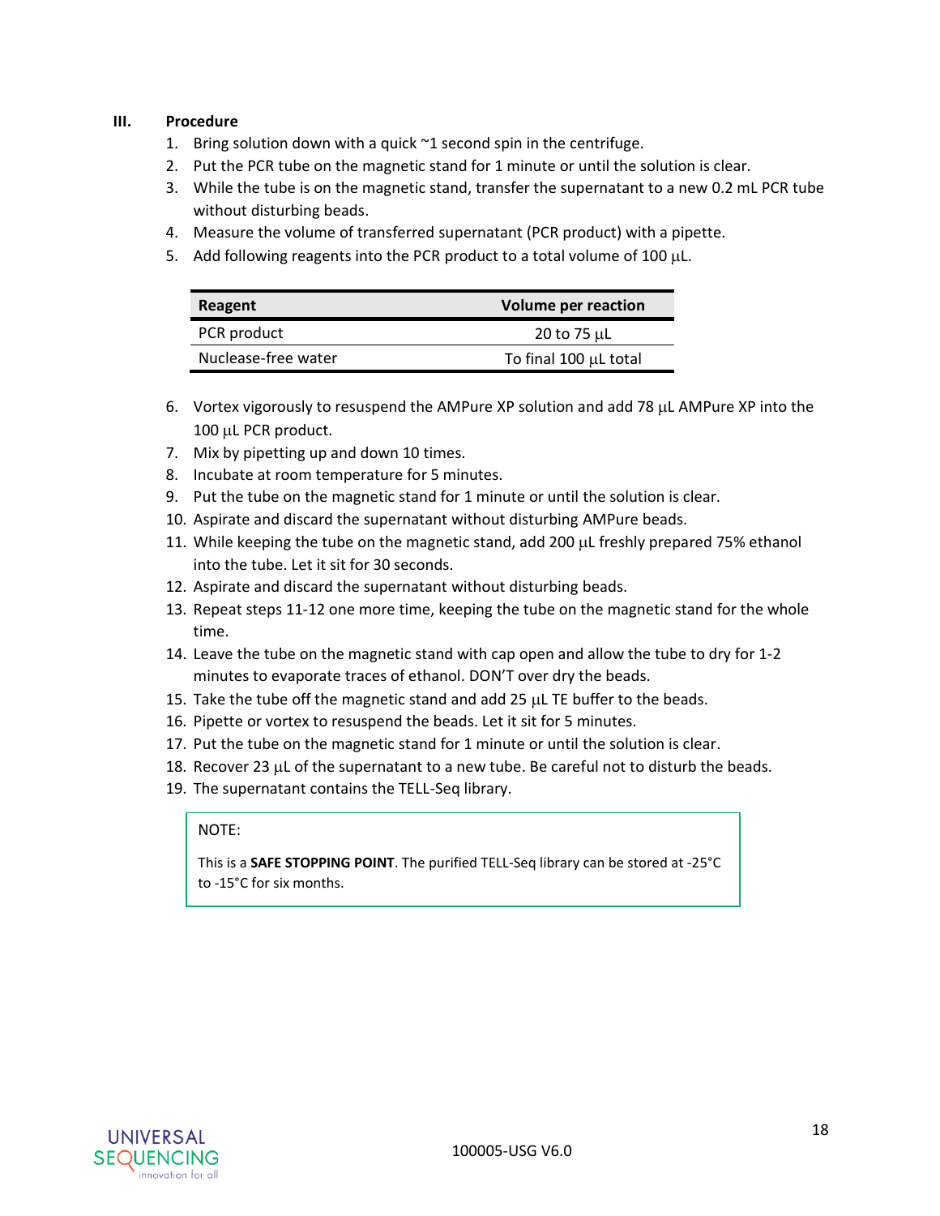## III. Procedure

1. Bring solution down with a quick ~1 second spin in the centrifuge.
2. Put the PCR tube on the magnetic stand for 1 minute or until the solution is clear.
3. While the tube is on the magnetic stand, transfer the supernatant to a new 0.2 mL PCR tube without disturbing beads.
4. Measure the volume of transferred supernatant (PCR product) with a pipette.
5. Add following reagents into the PCR product to a total volume of 100 µL.

| Reagent | Volume per reaction |
|---|---|
| PCR product | 20 to 75 µL |
| Nuclease-free water | To final 100 µL total |

6. Vortex vigorously to resuspend the AMPure XP solution and add 78 µL AMPure XP into the 100 µL PCR product.
7. Mix by pipetting up and down 10 times.
8. Incubate at room temperature for 5 minutes.
9. Put the tube on the magnetic stand for 1 minute or until the solution is clear.
10. Aspirate and discard the supernatant without disturbing AMPure beads.
11. While keeping the tube on the magnetic stand, add 200 µL freshly prepared 75% ethanol into the tube. Let it sit for 30 seconds.
12. Aspirate and discard the supernatant without disturbing beads.
13. Repeat steps 11-12 one more time, keeping the tube on the magnetic stand for the whole time.
14. Leave the tube on the magnetic stand with cap open and allow the tube to dry for 1-2 minutes to evaporate traces of ethanol. DON'T over dry the beads.
15. Take the tube off the magnetic stand and add 25 µL TE buffer to the beads.
16. Pipette or vortex to resuspend the beads. Let it sit for 5 minutes.
17. Put the tube on the magnetic stand for 1 minute or until the solution is clear.
18. Recover 23 µL of the supernatant to a new tube. Be careful not to disturb the beads.
19. The supernatant contains the TELL-Seq library.

> NOTE:
>
> This is a **SAFE STOPPING POINT**. The purified TELL-Seq library can be stored at -25°C to -15°C for six months.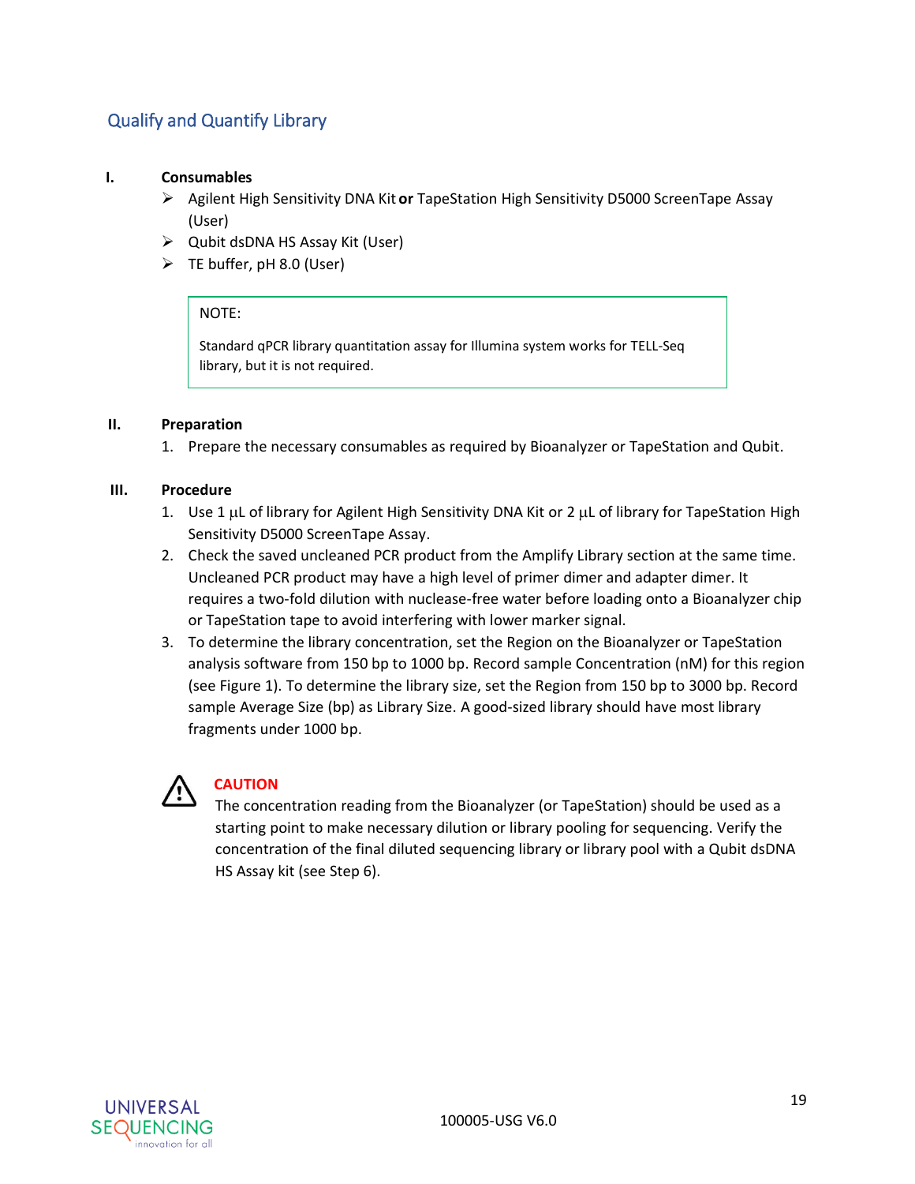## Qualify and Quantify Library

**I. Consumables**

- Agilent High Sensitivity DNA Kit **or** TapeStation High Sensitivity D5000 ScreenTape Assay (User)
- Qubit dsDNA HS Assay Kit (User)
- TE buffer, pH 8.0 (User)

> NOTE:
>
> Standard qPCR library quantitation assay for Illumina system works for TELL-Seq library, but it is not required.

**II. Preparation**

1. Prepare the necessary consumables as required by Bioanalyzer or TapeStation and Qubit.

**III. Procedure**

1. Use 1 µL of library for Agilent High Sensitivity DNA Kit or 2 µL of library for TapeStation High Sensitivity D5000 ScreenTape Assay.
2. Check the saved uncleaned PCR product from the Amplify Library section at the same time. Uncleaned PCR product may have a high level of primer dimer and adapter dimer. It requires a two-fold dilution with nuclease-free water before loading onto a Bioanalyzer chip or TapeStation tape to avoid interfering with lower marker signal.
3. To determine the library concentration, set the Region on the Bioanalyzer or TapeStation analysis software from 150 bp to 1000 bp. Record sample Concentration (nM) for this region (see Figure 1). To determine the library size, set the Region from 150 bp to 3000 bp. Record sample Average Size (bp) as Library Size. A good-sized library should have most library fragments under 1000 bp.

> **CAUTION**
> The concentration reading from the Bioanalyzer (or TapeStation) should be used as a starting point to make necessary dilution or library pooling for sequencing. Verify the concentration of the final diluted sequencing library or library pool with a Qubit dsDNA HS Assay kit (see Step 6).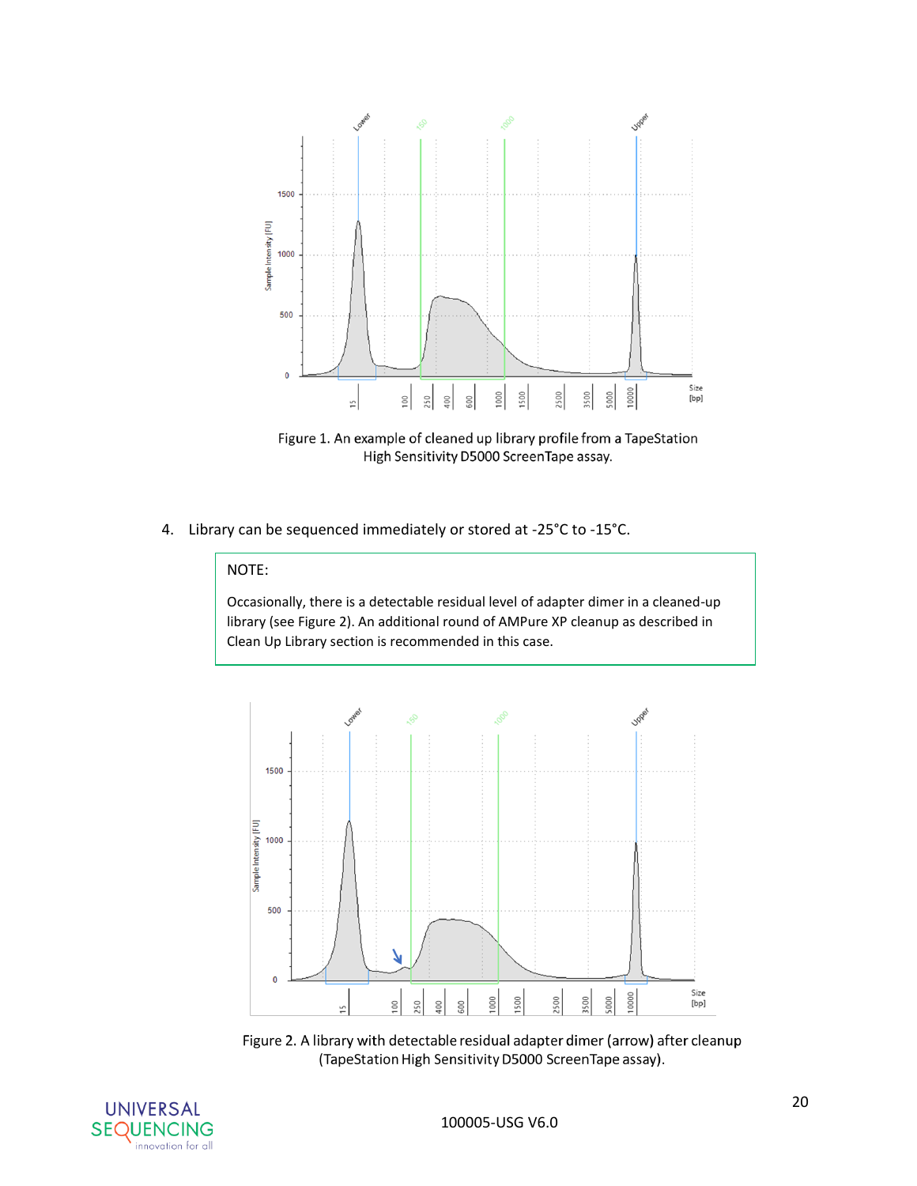Figure 1. An example of cleaned up library profile from a TapeStation High Sensitivity D5000 ScreenTape assay.

4. Library can be sequenced immediately or stored at -25°C to -15°C.

> NOTE:
>
> Occasionally, there is a detectable residual level of adapter dimer in a cleaned-up library (see Figure 2). An additional round of AMPure XP cleanup as described in Clean Up Library section is recommended in this case.

Figure 2. A library with detectable residual adapter dimer (arrow) after cleanup (TapeStation High Sensitivity D5000 ScreenTape assay).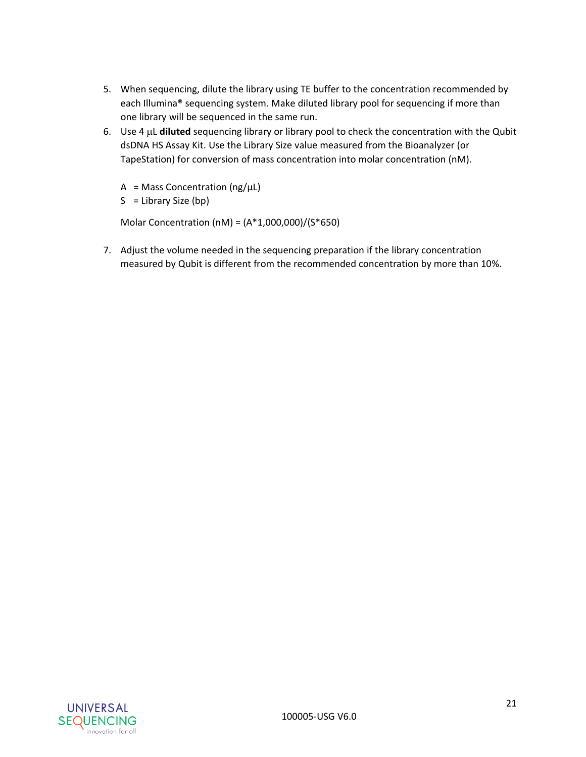5. When sequencing, dilute the library using TE buffer to the concentration recommended by each Illumina® sequencing system. Make diluted library pool for sequencing if more than one library will be sequenced in the same run.
6. Use 4 µL **diluted** sequencing library or library pool to check the concentration with the Qubit dsDNA HS Assay Kit. Use the Library Size value measured from the Bioanalyzer (or TapeStation) for conversion of mass concentration into molar concentration (nM).

   A = Mass Concentration (ng/µL)
   S = Library Size (bp)

   Molar Concentration (nM) = (A*1,000,000)/(S*650)

7. Adjust the volume needed in the sequencing preparation if the library concentration measured by Qubit is different from the recommended concentration by more than 10%.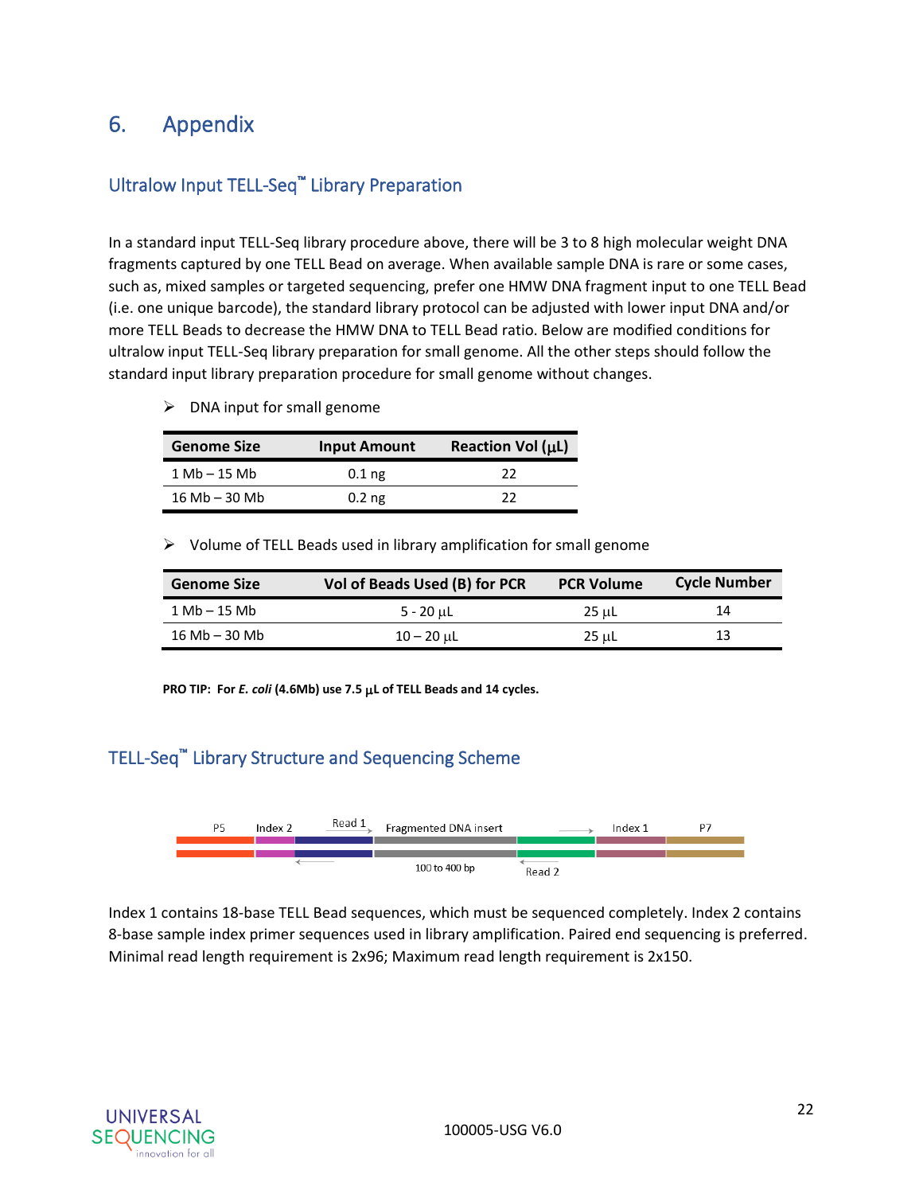# 6. Appendix

## Ultralow Input TELL-Seq™ Library Preparation

In a standard input TELL-Seq library procedure above, there will be 3 to 8 high molecular weight DNA fragments captured by one TELL Bead on average. When available sample DNA is rare or some cases, such as, mixed samples or targeted sequencing, prefer one HMW DNA fragment input to one TELL Bead (i.e. one unique barcode), the standard library protocol can be adjusted with lower input DNA and/or more TELL Beads to decrease the HMW DNA to TELL Bead ratio. Below are modified conditions for ultralow input TELL-Seq library preparation for small genome. All the other steps should follow the standard input library preparation procedure for small genome without changes.

- DNA input for small genome

| Genome Size | Input Amount | Reaction Vol (μL) |
|---|---|---|
| 1 Mb – 15 Mb | 0.1 ng | 22 |
| 16 Mb – 30 Mb | 0.2 ng | 22 |

- Volume of TELL Beads used in library amplification for small genome

| Genome Size | Vol of Beads Used (B) for PCR | PCR Volume | Cycle Number |
|---|---|---|---|
| 1 Mb – 15 Mb | 5 - 20 μL | 25 μL | 14 |
| 16 Mb – 30 Mb | 10 – 20 μL | 25 μL | 13 |

**PRO TIP: For *E. coli* (4.6Mb) use 7.5 μL of TELL Beads and 14 cycles.**

## TELL-Seq™ Library Structure and Sequencing Scheme

P5 | Index 2 | Read 1 | Fragmented DNA insert | Index 1 | P7

100 to 400 bp | Read 2

Index 1 contains 18-base TELL Bead sequences, which must be sequenced completely. Index 2 contains 8-base sample index primer sequences used in library amplification. Paired end sequencing is preferred. Minimal read length requirement is 2x96; Maximum read length requirement is 2x150.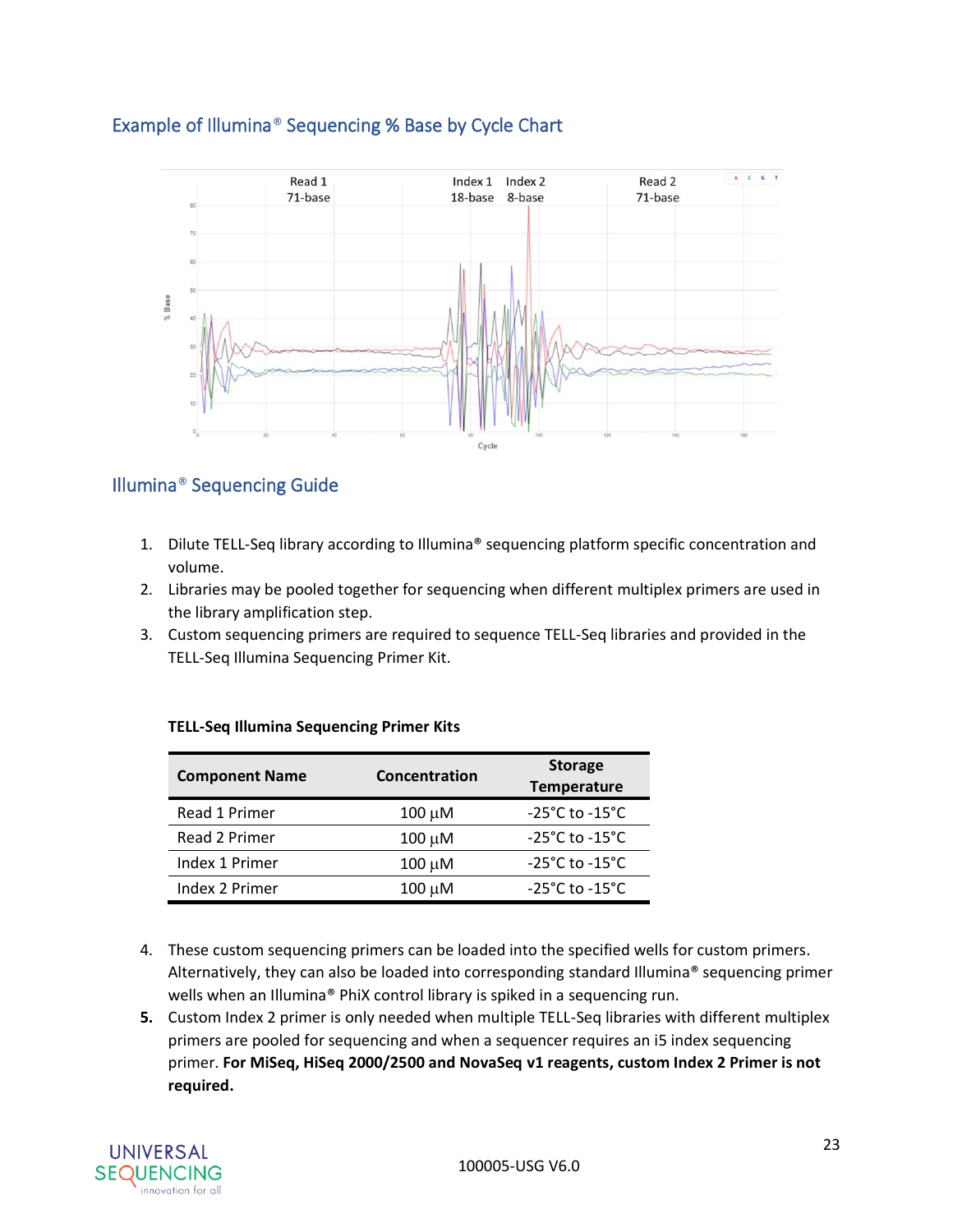## Example of Illumina® Sequencing % Base by Cycle Chart

## Illumina® Sequencing Guide

1. Dilute TELL-Seq library according to Illumina® sequencing platform specific concentration and volume.
2. Libraries may be pooled together for sequencing when different multiplex primers are used in the library amplification step.
3. Custom sequencing primers are required to sequence TELL-Seq libraries and provided in the TELL-Seq Illumina Sequencing Primer Kit.

**TELL-Seq Illumina Sequencing Primer Kits**

| Component Name | Concentration | Storage Temperature |
| --- | --- | --- |
| Read 1 Primer | 100 µM | -25°C to -15°C |
| Read 2 Primer | 100 µM | -25°C to -15°C |
| Index 1 Primer | 100 µM | -25°C to -15°C |
| Index 2 Primer | 100 µM | -25°C to -15°C |

4. These custom sequencing primers can be loaded into the specified wells for custom primers. Alternatively, they can also be loaded into corresponding standard Illumina® sequencing primer wells when an Illumina® PhiX control library is spiked in a sequencing run.
5. Custom Index 2 primer is only needed when multiple TELL-Seq libraries with different multiplex primers are pooled for sequencing and when a sequencer requires an i5 index sequencing primer. **For MiSeq, HiSeq 2000/2500 and NovaSeq v1 reagents, custom Index 2 Primer is not required.**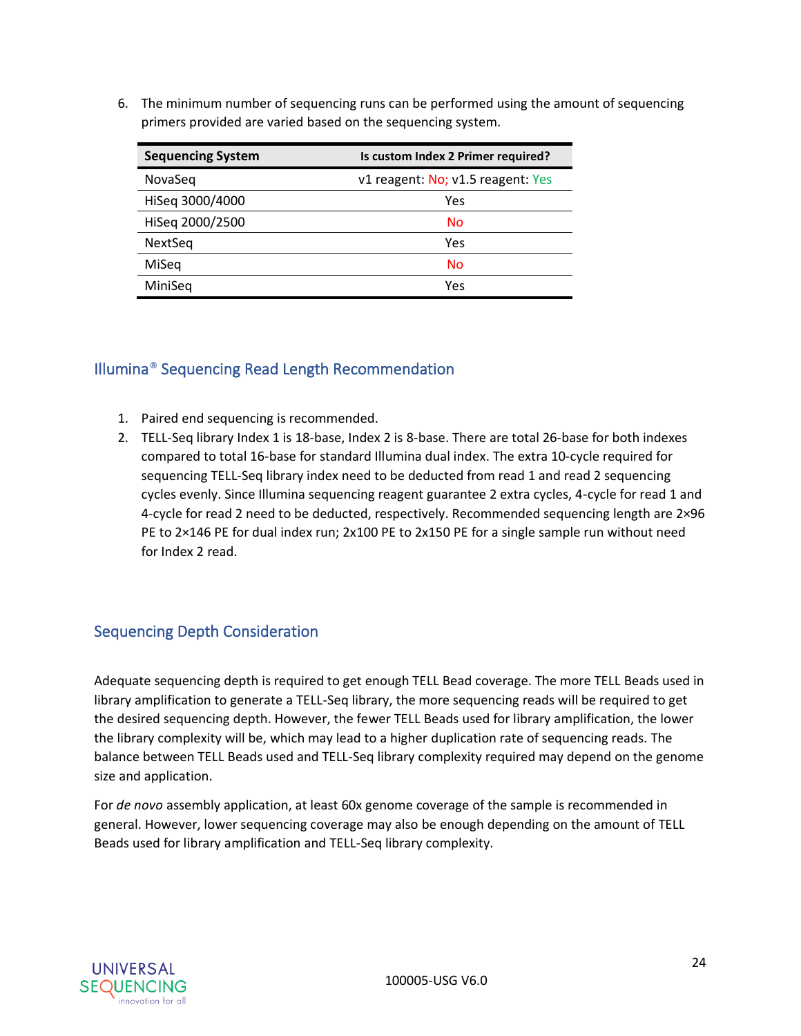6. The minimum number of sequencing runs can be performed using the amount of sequencing primers provided are varied based on the sequencing system.

| Sequencing System | Is custom Index 2 Primer required? |
| --- | --- |
| NovaSeq | v1 reagent: No; v1.5 reagent: Yes |
| HiSeq 3000/4000 | Yes |
| HiSeq 2000/2500 | No |
| NextSeq | Yes |
| MiSeq | No |
| MiniSeq | Yes |

## Illumina® Sequencing Read Length Recommendation

1. Paired end sequencing is recommended.
2. TELL-Seq library Index 1 is 18-base, Index 2 is 8-base. There are total 26-base for both indexes compared to total 16-base for standard Illumina dual index. The extra 10-cycle required for sequencing TELL-Seq library index need to be deducted from read 1 and read 2 sequencing cycles evenly. Since Illumina sequencing reagent guarantee 2 extra cycles, 4-cycle for read 1 and 4-cycle for read 2 need to be deducted, respectively. Recommended sequencing length are 2×96 PE to 2×146 PE for dual index run; 2x100 PE to 2x150 PE for a single sample run without need for Index 2 read.

## Sequencing Depth Consideration

Adequate sequencing depth is required to get enough TELL Bead coverage. The more TELL Beads used in library amplification to generate a TELL-Seq library, the more sequencing reads will be required to get the desired sequencing depth. However, the fewer TELL Beads used for library amplification, the lower the library complexity will be, which may lead to a higher duplication rate of sequencing reads. The balance between TELL Beads used and TELL-Seq library complexity required may depend on the genome size and application.

For *de novo* assembly application, at least 60x genome coverage of the sample is recommended in general. However, lower sequencing coverage may also be enough depending on the amount of TELL Beads used for library amplification and TELL-Seq library complexity.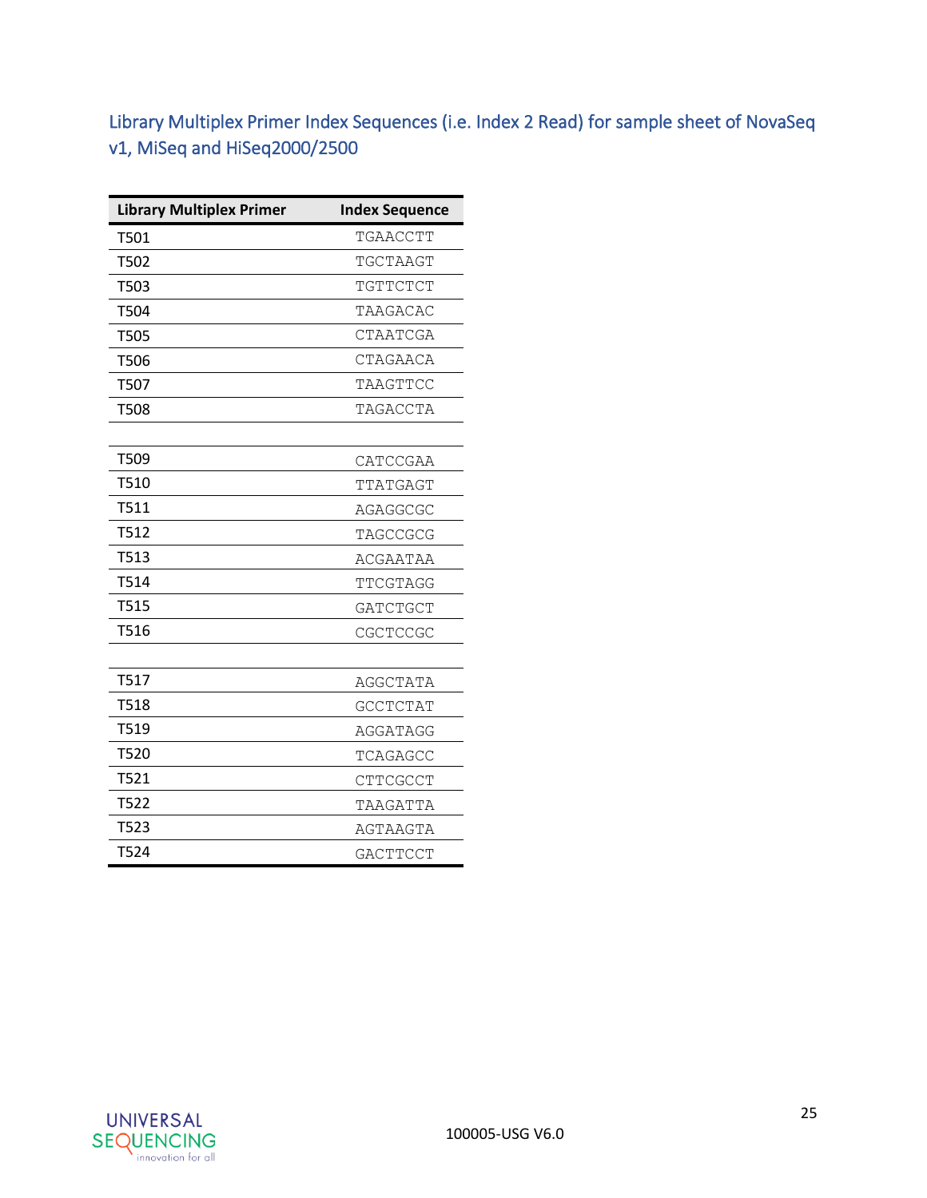## Library Multiplex Primer Index Sequences (i.e. Index 2 Read) for sample sheet of NovaSeq v1, MiSeq and HiSeq2000/2500

| Library Multiplex Primer | Index Sequence |
|---|---|
| T501 | TGAACCTT |
| T502 | TGCTAAGT |
| T503 | TGTTCTCT |
| T504 | TAAGACAC |
| T505 | CTAATCGA |
| T506 | CTAGAACA |
| T507 | TAAGTTCC |
| T508 | TAGACCTA |
| | |
| T509 | CATCCGAA |
| T510 | TTATGAGT |
| T511 | AGAGGCGC |
| T512 | TAGCCGCG |
| T513 | ACGAATAA |
| T514 | TTCGTAGG |
| T515 | GATCTGCT |
| T516 | CGCTCCGC |
| | |
| T517 | AGGCTATA |
| T518 | GCCTCTAT |
| T519 | AGGATAGG |
| T520 | TCAGAGCC |
| T521 | CTTCGCCT |
| T522 | TAAGATTA |
| T523 | AGTAAGTA |
| T524 | GACTTCCT |

100005-USG V6.0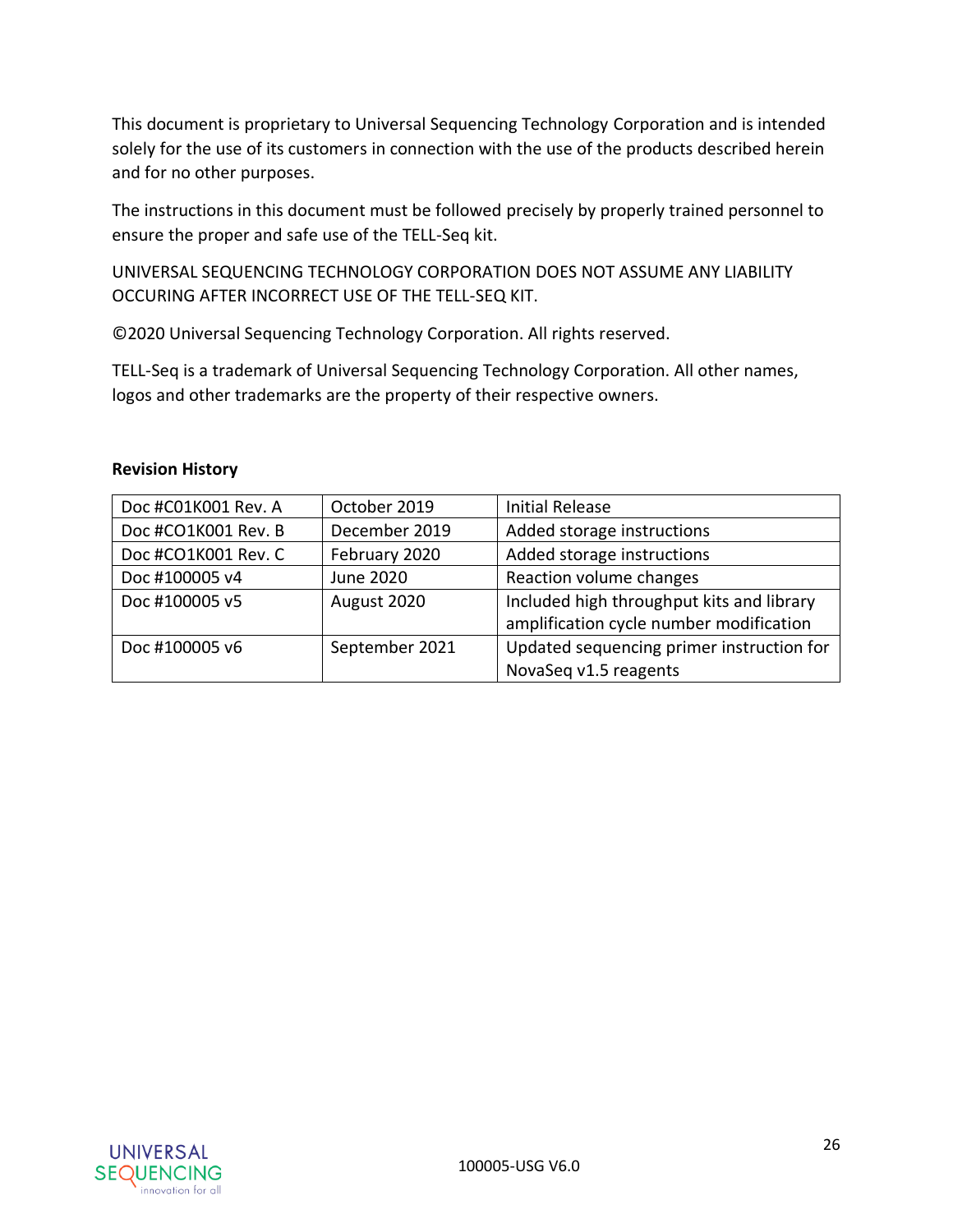This document is proprietary to Universal Sequencing Technology Corporation and is intended solely for the use of its customers in connection with the use of the products described herein and for no other purposes.

The instructions in this document must be followed precisely by properly trained personnel to ensure the proper and safe use of the TELL-Seq kit.

UNIVERSAL SEQUENCING TECHNOLOGY CORPORATION DOES NOT ASSUME ANY LIABILITY OCCURING AFTER INCORRECT USE OF THE TELL-SEQ KIT.

©2020 Universal Sequencing Technology Corporation. All rights reserved.

TELL-Seq is a trademark of Universal Sequencing Technology Corporation. All other names, logos and other trademarks are the property of their respective owners.

**Revision History**

| | | |
|---|---|---|
| Doc #C01K001 Rev. A | October 2019 | Initial Release |
| Doc #CO1K001 Rev. B | December 2019 | Added storage instructions |
| Doc #CO1K001 Rev. C | February 2020 | Added storage instructions |
| Doc #100005 v4 | June 2020 | Reaction volume changes |
| Doc #100005 v5 | August 2020 | Included high throughput kits and library amplification cycle number modification |
| Doc #100005 v6 | September 2021 | Updated sequencing primer instruction for NovaSeq v1.5 reagents |